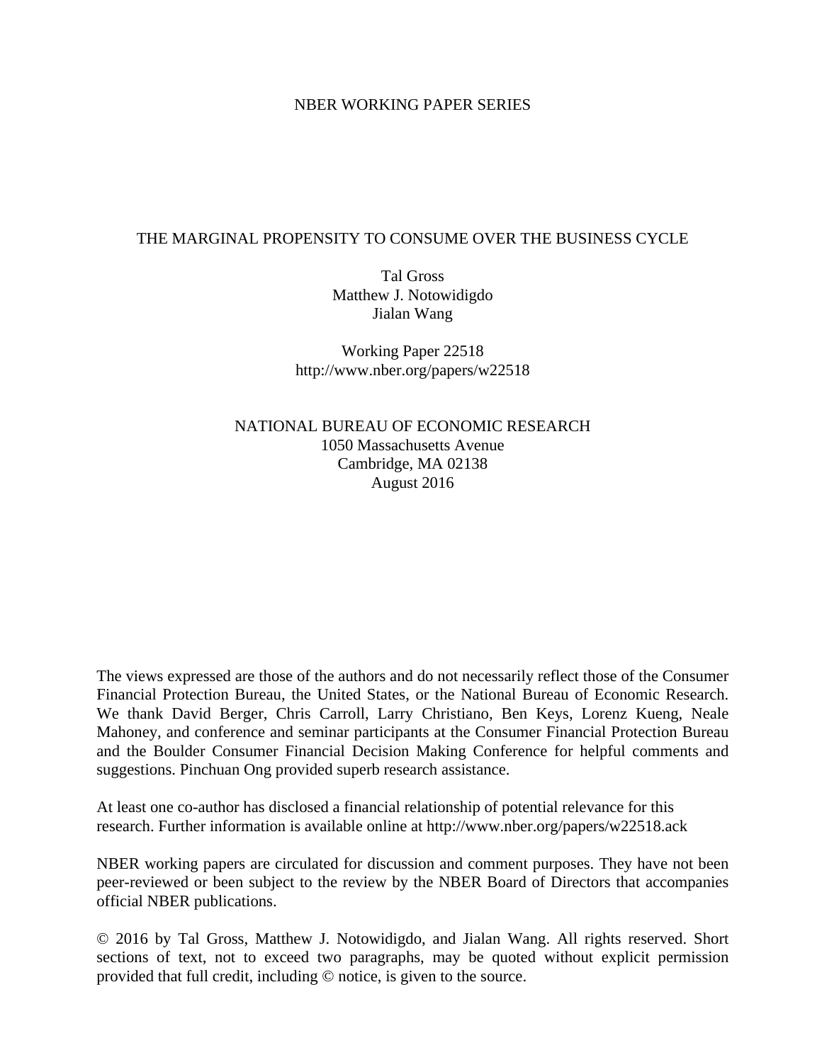NBER WORKING PAPER SERIES

# THE MARGINAL PROPENSITY TO CONSUME OVER THE BUSINESS CYCLE

Tal Gross
Matthew J. Notowidigdo
Jialan Wang

Working Paper 22518
http://www.nber.org/papers/w22518

NATIONAL BUREAU OF ECONOMIC RESEARCH
1050 Massachusetts Avenue
Cambridge, MA 02138
August 2016

The views expressed are those of the authors and do not necessarily reflect those of the Consumer Financial Protection Bureau, the United States, or the National Bureau of Economic Research. We thank David Berger, Chris Carroll, Larry Christiano, Ben Keys, Lorenz Kueng, Neale Mahoney, and conference and seminar participants at the Consumer Financial Protection Bureau and the Boulder Consumer Financial Decision Making Conference for helpful comments and suggestions. Pinchuan Ong provided superb research assistance.

At least one co-author has disclosed a financial relationship of potential relevance for this research. Further information is available online at http://www.nber.org/papers/w22518.ack

NBER working papers are circulated for discussion and comment purposes. They have not been peer-reviewed or been subject to the review by the NBER Board of Directors that accompanies official NBER publications.

© 2016 by Tal Gross, Matthew J. Notowidigdo, and Jialan Wang. All rights reserved. Short sections of text, not to exceed two paragraphs, may be quoted without explicit permission provided that full credit, including © notice, is given to the source.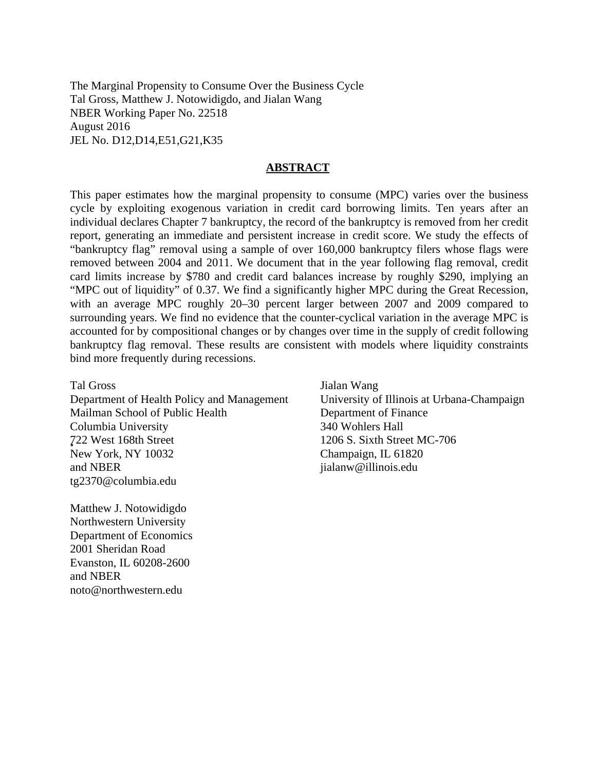The Marginal Propensity to Consume Over the Business Cycle
Tal Gross, Matthew J. Notowidigdo, and Jialan Wang
NBER Working Paper No. 22518
August 2016
JEL No. D12,D14,E51,G21,K35

## ABSTRACT

This paper estimates how the marginal propensity to consume (MPC) varies over the business cycle by exploiting exogenous variation in credit card borrowing limits. Ten years after an individual declares Chapter 7 bankruptcy, the record of the bankruptcy is removed from her credit report, generating an immediate and persistent increase in credit score. We study the effects of "bankruptcy flag" removal using a sample of over 160,000 bankruptcy filers whose flags were removed between 2004 and 2011. We document that in the year following flag removal, credit card limits increase by $780 and credit card balances increase by roughly $290, implying an "MPC out of liquidity" of 0.37. We find a significantly higher MPC during the Great Recession, with an average MPC roughly 20–30 percent larger between 2007 and 2009 compared to surrounding years. We find no evidence that the counter-cyclical variation in the average MPC is accounted for by compositional changes or by changes over time in the supply of credit following bankruptcy flag removal. These results are consistent with models where liquidity constraints bind more frequently during recessions.

Tal Gross
Department of Health Policy and Management
Mailman School of Public Health
Columbia University
722 West 168th Street
New York, NY 10032
and NBER
tg2370@columbia.edu

Matthew J. Notowidigdo
Northwestern University
Department of Economics
2001 Sheridan Road
Evanston, IL 60208-2600
and NBER
noto@northwestern.edu

Jialan Wang
University of Illinois at Urbana-Champaign
Department of Finance
340 Wohlers Hall
1206 S. Sixth Street MC-706
Champaign, IL 61820
jialanw@illinois.edu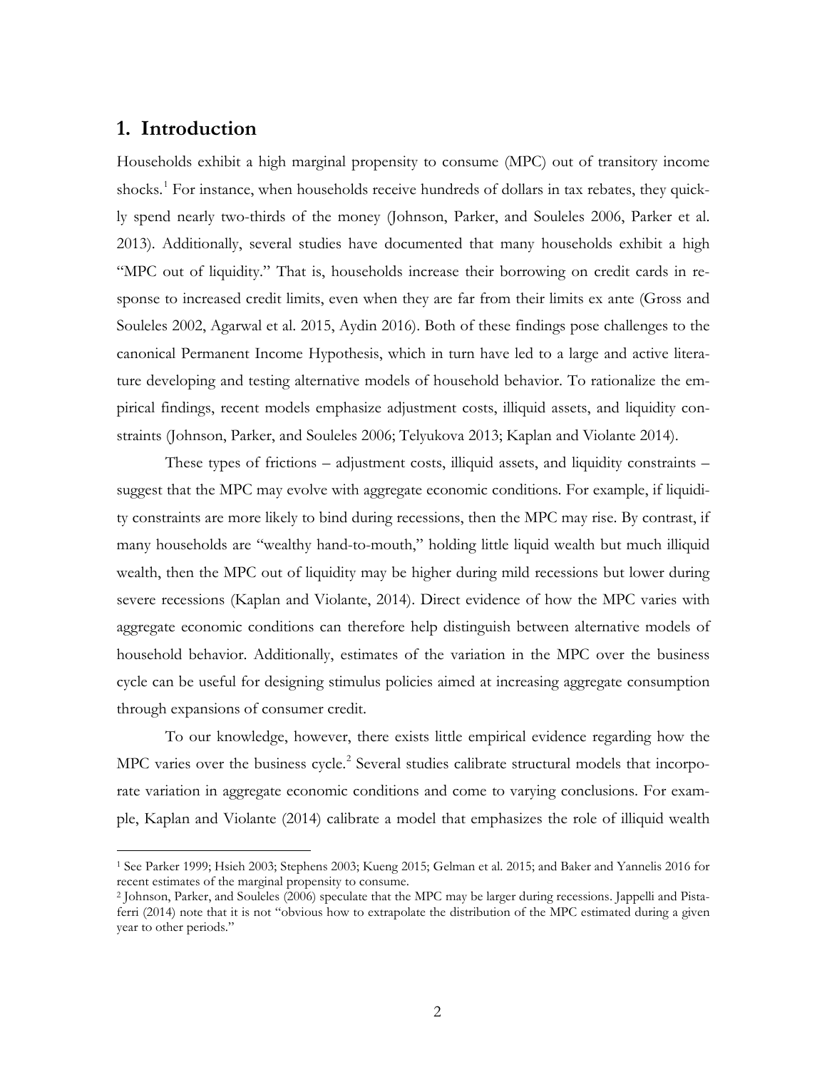## 1. Introduction

Households exhibit a high marginal propensity to consume (MPC) out of transitory income shocks.[1] For instance, when households receive hundreds of dollars in tax rebates, they quickly spend nearly two-thirds of the money (Johnson, Parker, and Souleles 2006, Parker et al. 2013). Additionally, several studies have documented that many households exhibit a high "MPC out of liquidity." That is, households increase their borrowing on credit cards in response to increased credit limits, even when they are far from their limits ex ante (Gross and Souleles 2002, Agarwal et al. 2015, Aydin 2016). Both of these findings pose challenges to the canonical Permanent Income Hypothesis, which in turn have led to a large and active literature developing and testing alternative models of household behavior. To rationalize the empirical findings, recent models emphasize adjustment costs, illiquid assets, and liquidity constraints (Johnson, Parker, and Souleles 2006; Telyukova 2013; Kaplan and Violante 2014).

These types of frictions – adjustment costs, illiquid assets, and liquidity constraints – suggest that the MPC may evolve with aggregate economic conditions. For example, if liquidity constraints are more likely to bind during recessions, then the MPC may rise. By contrast, if many households are "wealthy hand-to-mouth," holding little liquid wealth but much illiquid wealth, then the MPC out of liquidity may be higher during mild recessions but lower during severe recessions (Kaplan and Violante, 2014). Direct evidence of how the MPC varies with aggregate economic conditions can therefore help distinguish between alternative models of household behavior. Additionally, estimates of the variation in the MPC over the business cycle can be useful for designing stimulus policies aimed at increasing aggregate consumption through expansions of consumer credit.

To our knowledge, however, there exists little empirical evidence regarding how the MPC varies over the business cycle.[2] Several studies calibrate structural models that incorporate variation in aggregate economic conditions and come to varying conclusions. For example, Kaplan and Violante (2014) calibrate a model that emphasizes the role of illiquid wealth

[1] See Parker 1999; Hsieh 2003; Stephens 2003; Kueng 2015; Gelman et al. 2015; and Baker and Yannelis 2016 for recent estimates of the marginal propensity to consume.

[2] Johnson, Parker, and Souleles (2006) speculate that the MPC may be larger during recessions. Jappelli and Pistaferri (2014) note that it is not "obvious how to extrapolate the distribution of the MPC estimated during a given year to other periods."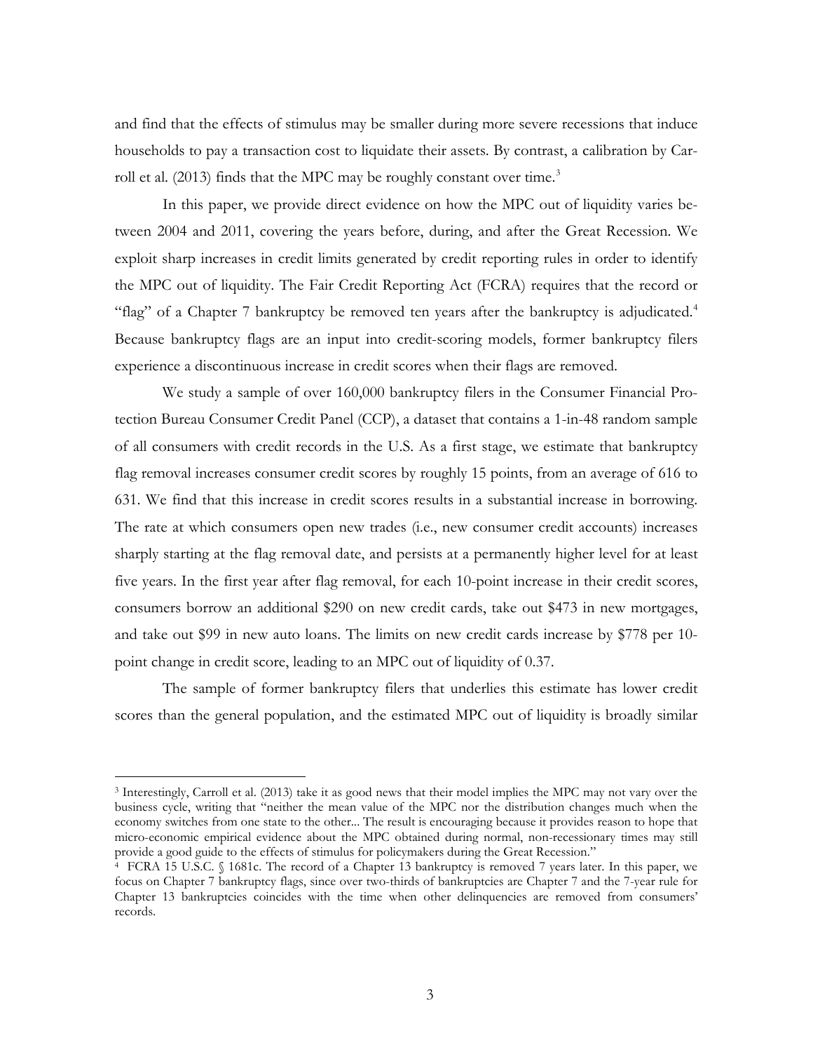and find that the effects of stimulus may be smaller during more severe recessions that induce households to pay a transaction cost to liquidate their assets. By contrast, a calibration by Carroll et al. (2013) finds that the MPC may be roughly constant over time.[3]

In this paper, we provide direct evidence on how the MPC out of liquidity varies between 2004 and 2011, covering the years before, during, and after the Great Recession. We exploit sharp increases in credit limits generated by credit reporting rules in order to identify the MPC out of liquidity. The Fair Credit Reporting Act (FCRA) requires that the record or "flag" of a Chapter 7 bankruptcy be removed ten years after the bankruptcy is adjudicated.[4] Because bankruptcy flags are an input into credit-scoring models, former bankruptcy filers experience a discontinuous increase in credit scores when their flags are removed.

We study a sample of over 160,000 bankruptcy filers in the Consumer Financial Protection Bureau Consumer Credit Panel (CCP), a dataset that contains a 1-in-48 random sample of all consumers with credit records in the U.S. As a first stage, we estimate that bankruptcy flag removal increases consumer credit scores by roughly 15 points, from an average of 616 to 631. We find that this increase in credit scores results in a substantial increase in borrowing. The rate at which consumers open new trades (i.e., new consumer credit accounts) increases sharply starting at the flag removal date, and persists at a permanently higher level for at least five years. In the first year after flag removal, for each 10-point increase in their credit scores, consumers borrow an additional \$290 on new credit cards, take out \$473 in new mortgages, and take out \$99 in new auto loans. The limits on new credit cards increase by \$778 per 10-point change in credit score, leading to an MPC out of liquidity of 0.37.

The sample of former bankruptcy filers that underlies this estimate has lower credit scores than the general population, and the estimated MPC out of liquidity is broadly similar

---

[3] Interestingly, Carroll et al. (2013) take it as good news that their model implies the MPC may not vary over the business cycle, writing that "neither the mean value of the MPC nor the distribution changes much when the economy switches from one state to the other... The result is encouraging because it provides reason to hope that micro-economic empirical evidence about the MPC obtained during normal, non-recessionary times may still provide a good guide to the effects of stimulus for policymakers during the Great Recession."

[4] FCRA 15 U.S.C. § 1681c. The record of a Chapter 13 bankruptcy is removed 7 years later. In this paper, we focus on Chapter 7 bankruptcy flags, since over two-thirds of bankruptcies are Chapter 7 and the 7-year rule for Chapter 13 bankruptcies coincides with the time when other delinquencies are removed from consumers' records.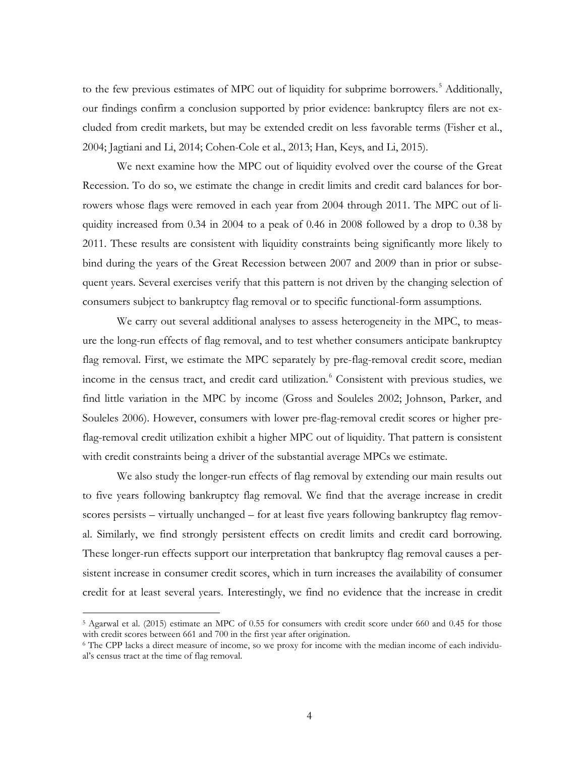to the few previous estimates of MPC out of liquidity for subprime borrowers.[5] Additionally, our findings confirm a conclusion supported by prior evidence: bankruptcy filers are not excluded from credit markets, but may be extended credit on less favorable terms (Fisher et al., 2004; Jagtiani and Li, 2014; Cohen-Cole et al., 2013; Han, Keys, and Li, 2015).

We next examine how the MPC out of liquidity evolved over the course of the Great Recession. To do so, we estimate the change in credit limits and credit card balances for borrowers whose flags were removed in each year from 2004 through 2011. The MPC out of liquidity increased from 0.34 in 2004 to a peak of 0.46 in 2008 followed by a drop to 0.38 by 2011. These results are consistent with liquidity constraints being significantly more likely to bind during the years of the Great Recession between 2007 and 2009 than in prior or subsequent years. Several exercises verify that this pattern is not driven by the changing selection of consumers subject to bankruptcy flag removal or to specific functional-form assumptions.

We carry out several additional analyses to assess heterogeneity in the MPC, to measure the long-run effects of flag removal, and to test whether consumers anticipate bankruptcy flag removal. First, we estimate the MPC separately by pre-flag-removal credit score, median income in the census tract, and credit card utilization.[6] Consistent with previous studies, we find little variation in the MPC by income (Gross and Souleles 2002; Johnson, Parker, and Souleles 2006). However, consumers with lower pre-flag-removal credit scores or higher pre-flag-removal credit utilization exhibit a higher MPC out of liquidity. That pattern is consistent with credit constraints being a driver of the substantial average MPCs we estimate.

We also study the longer-run effects of flag removal by extending our main results out to five years following bankruptcy flag removal. We find that the average increase in credit scores persists – virtually unchanged – for at least five years following bankruptcy flag removal. Similarly, we find strongly persistent effects on credit limits and credit card borrowing. These longer-run effects support our interpretation that bankruptcy flag removal causes a persistent increase in consumer credit scores, which in turn increases the availability of consumer credit for at least several years. Interestingly, we find no evidence that the increase in credit

[5] Agarwal et al. (2015) estimate an MPC of 0.55 for consumers with credit score under 660 and 0.45 for those with credit scores between 661 and 700 in the first year after origination.

[6] The CPP lacks a direct measure of income, so we proxy for income with the median income of each individual's census tract at the time of flag removal.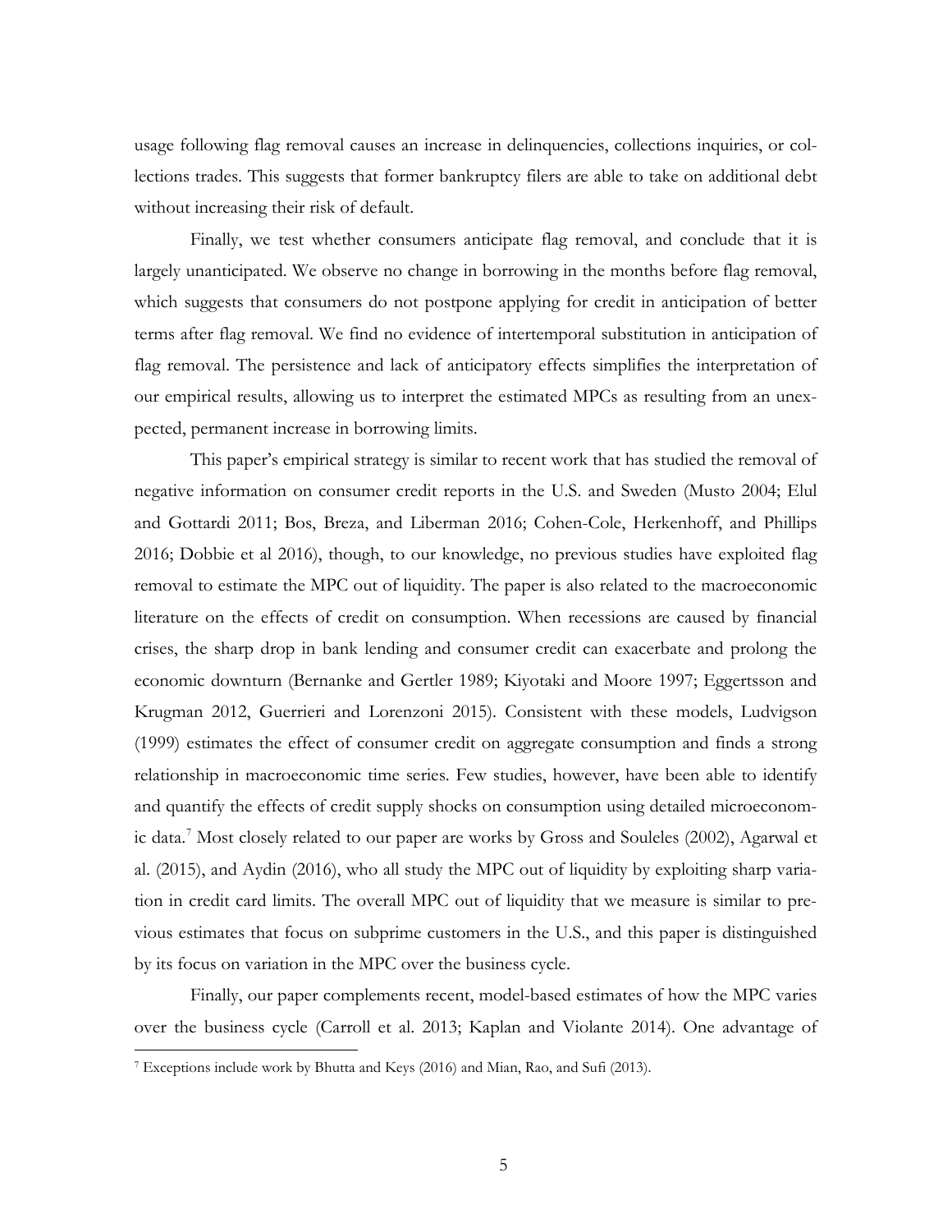usage following flag removal causes an increase in delinquencies, collections inquiries, or collections trades. This suggests that former bankruptcy filers are able to take on additional debt without increasing their risk of default.

Finally, we test whether consumers anticipate flag removal, and conclude that it is largely unanticipated. We observe no change in borrowing in the months before flag removal, which suggests that consumers do not postpone applying for credit in anticipation of better terms after flag removal. We find no evidence of intertemporal substitution in anticipation of flag removal. The persistence and lack of anticipatory effects simplifies the interpretation of our empirical results, allowing us to interpret the estimated MPCs as resulting from an unexpected, permanent increase in borrowing limits.

This paper's empirical strategy is similar to recent work that has studied the removal of negative information on consumer credit reports in the U.S. and Sweden (Musto 2004; Elul and Gottardi 2011; Bos, Breza, and Liberman 2016; Cohen-Cole, Herkenhoff, and Phillips 2016; Dobbie et al 2016), though, to our knowledge, no previous studies have exploited flag removal to estimate the MPC out of liquidity. The paper is also related to the macroeconomic literature on the effects of credit on consumption. When recessions are caused by financial crises, the sharp drop in bank lending and consumer credit can exacerbate and prolong the economic downturn (Bernanke and Gertler 1989; Kiyotaki and Moore 1997; Eggertsson and Krugman 2012, Guerrieri and Lorenzoni 2015). Consistent with these models, Ludvigson (1999) estimates the effect of consumer credit on aggregate consumption and finds a strong relationship in macroeconomic time series. Few studies, however, have been able to identify and quantify the effects of credit supply shocks on consumption using detailed microeconomic data.[7] Most closely related to our paper are works by Gross and Souleles (2002), Agarwal et al. (2015), and Aydin (2016), who all study the MPC out of liquidity by exploiting sharp variation in credit card limits. The overall MPC out of liquidity that we measure is similar to previous estimates that focus on subprime customers in the U.S., and this paper is distinguished by its focus on variation in the MPC over the business cycle.

Finally, our paper complements recent, model-based estimates of how the MPC varies over the business cycle (Carroll et al. 2013; Kaplan and Violante 2014). One advantage of

[7] Exceptions include work by Bhutta and Keys (2016) and Mian, Rao, and Sufi (2013).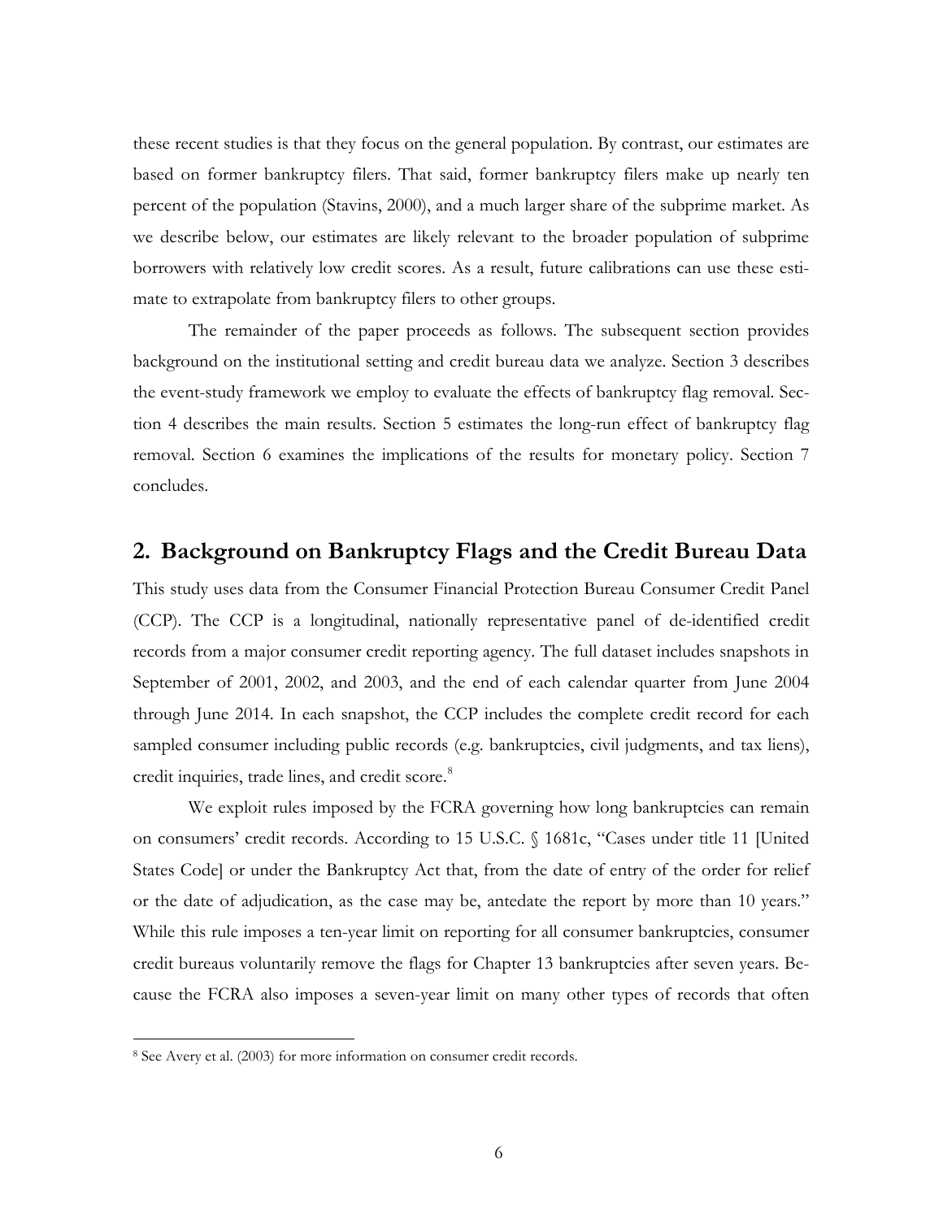these recent studies is that they focus on the general population. By contrast, our estimates are based on former bankruptcy filers. That said, former bankruptcy filers make up nearly ten percent of the population (Stavins, 2000), and a much larger share of the subprime market. As we describe below, our estimates are likely relevant to the broader population of subprime borrowers with relatively low credit scores. As a result, future calibrations can use these estimate to extrapolate from bankruptcy filers to other groups.

The remainder of the paper proceeds as follows. The subsequent section provides background on the institutional setting and credit bureau data we analyze. Section 3 describes the event-study framework we employ to evaluate the effects of bankruptcy flag removal. Section 4 describes the main results. Section 5 estimates the long-run effect of bankruptcy flag removal. Section 6 examines the implications of the results for monetary policy. Section 7 concludes.

## 2. Background on Bankruptcy Flags and the Credit Bureau Data

This study uses data from the Consumer Financial Protection Bureau Consumer Credit Panel (CCP). The CCP is a longitudinal, nationally representative panel of de-identified credit records from a major consumer credit reporting agency. The full dataset includes snapshots in September of 2001, 2002, and 2003, and the end of each calendar quarter from June 2004 through June 2014. In each snapshot, the CCP includes the complete credit record for each sampled consumer including public records (e.g. bankruptcies, civil judgments, and tax liens), credit inquiries, trade lines, and credit score.[8]

We exploit rules imposed by the FCRA governing how long bankruptcies can remain on consumers' credit records. According to 15 U.S.C. § 1681c, "Cases under title 11 [United States Code] or under the Bankruptcy Act that, from the date of entry of the order for relief or the date of adjudication, as the case may be, antedate the report by more than 10 years." While this rule imposes a ten-year limit on reporting for all consumer bankruptcies, consumer credit bureaus voluntarily remove the flags for Chapter 13 bankruptcies after seven years. Because the FCRA also imposes a seven-year limit on many other types of records that often

[8] See Avery et al. (2003) for more information on consumer credit records.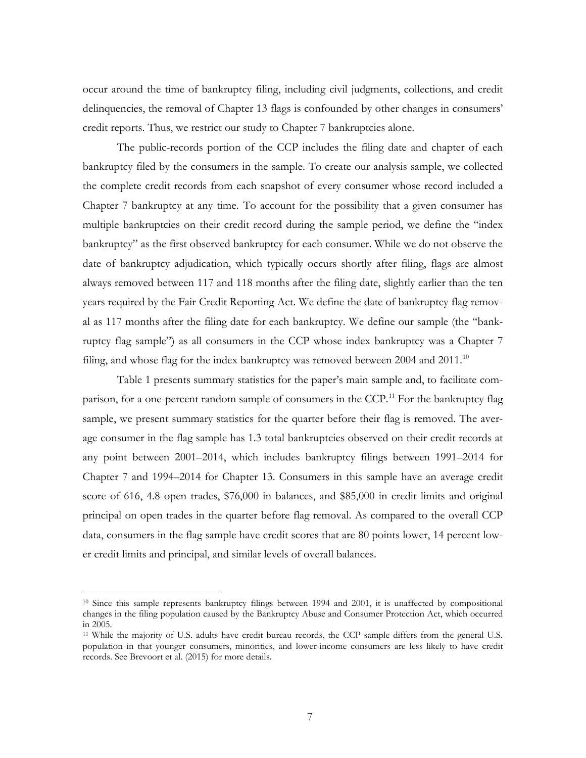occur around the time of bankruptcy filing, including civil judgments, collections, and credit delinquencies, the removal of Chapter 13 flags is confounded by other changes in consumers' credit reports. Thus, we restrict our study to Chapter 7 bankruptcies alone.

The public-records portion of the CCP includes the filing date and chapter of each bankruptcy filed by the consumers in the sample. To create our analysis sample, we collected the complete credit records from each snapshot of every consumer whose record included a Chapter 7 bankruptcy at any time. To account for the possibility that a given consumer has multiple bankruptcies on their credit record during the sample period, we define the "index bankruptcy" as the first observed bankruptcy for each consumer. While we do not observe the date of bankruptcy adjudication, which typically occurs shortly after filing, flags are almost always removed between 117 and 118 months after the filing date, slightly earlier than the ten years required by the Fair Credit Reporting Act. We define the date of bankruptcy flag removal as 117 months after the filing date for each bankruptcy. We define our sample (the "bankruptcy flag sample") as all consumers in the CCP whose index bankruptcy was a Chapter 7 filing, and whose flag for the index bankruptcy was removed between 2004 and 2011.[10]

Table 1 presents summary statistics for the paper's main sample and, to facilitate comparison, for a one-percent random sample of consumers in the CCP.[11] For the bankruptcy flag sample, we present summary statistics for the quarter before their flag is removed. The average consumer in the flag sample has 1.3 total bankruptcies observed on their credit records at any point between 2001–2014, which includes bankruptcy filings between 1991–2014 for Chapter 7 and 1994–2014 for Chapter 13. Consumers in this sample have an average credit score of 616, 4.8 open trades, \$76,000 in balances, and \$85,000 in credit limits and original principal on open trades in the quarter before flag removal. As compared to the overall CCP data, consumers in the flag sample have credit scores that are 80 points lower, 14 percent lower credit limits and principal, and similar levels of overall balances.

---

[10] Since this sample represents bankruptcy filings between 1994 and 2001, it is unaffected by compositional changes in the filing population caused by the Bankruptcy Abuse and Consumer Protection Act, which occurred in 2005.

[11] While the majority of U.S. adults have credit bureau records, the CCP sample differs from the general U.S. population in that younger consumers, minorities, and lower-income consumers are less likely to have credit records. See Brevoort et al. (2015) for more details.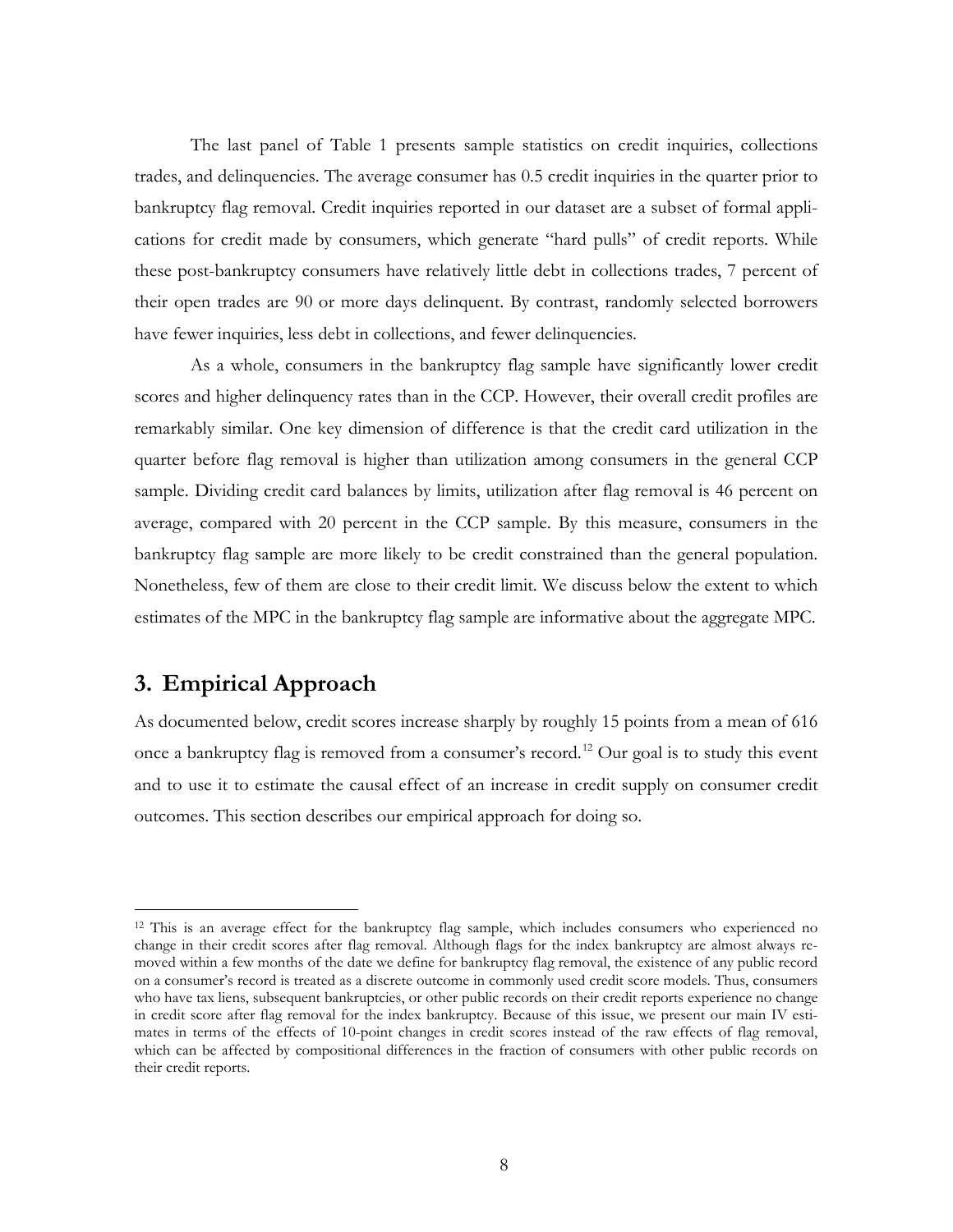The last panel of Table 1 presents sample statistics on credit inquiries, collections trades, and delinquencies. The average consumer has 0.5 credit inquiries in the quarter prior to bankruptcy flag removal. Credit inquiries reported in our dataset are a subset of formal applications for credit made by consumers, which generate "hard pulls" of credit reports. While these post-bankruptcy consumers have relatively little debt in collections trades, 7 percent of their open trades are 90 or more days delinquent. By contrast, randomly selected borrowers have fewer inquiries, less debt in collections, and fewer delinquencies.

As a whole, consumers in the bankruptcy flag sample have significantly lower credit scores and higher delinquency rates than in the CCP. However, their overall credit profiles are remarkably similar. One key dimension of difference is that the credit card utilization in the quarter before flag removal is higher than utilization among consumers in the general CCP sample. Dividing credit card balances by limits, utilization after flag removal is 46 percent on average, compared with 20 percent in the CCP sample. By this measure, consumers in the bankruptcy flag sample are more likely to be credit constrained than the general population. Nonetheless, few of them are close to their credit limit. We discuss below the extent to which estimates of the MPC in the bankruptcy flag sample are informative about the aggregate MPC.

## 3. Empirical Approach

As documented below, credit scores increase sharply by roughly 15 points from a mean of 616 once a bankruptcy flag is removed from a consumer's record.[12] Our goal is to study this event and to use it to estimate the causal effect of an increase in credit supply on consumer credit outcomes. This section describes our empirical approach for doing so.

---

[12] This is an average effect for the bankruptcy flag sample, which includes consumers who experienced no change in their credit scores after flag removal. Although flags for the index bankruptcy are almost always removed within a few months of the date we define for bankruptcy flag removal, the existence of any public record on a consumer's record is treated as a discrete outcome in commonly used credit score models. Thus, consumers who have tax liens, subsequent bankruptcies, or other public records on their credit reports experience no change in credit score after flag removal for the index bankruptcy. Because of this issue, we present our main IV estimates in terms of the effects of 10-point changes in credit scores instead of the raw effects of flag removal, which can be affected by compositional differences in the fraction of consumers with other public records on their credit reports.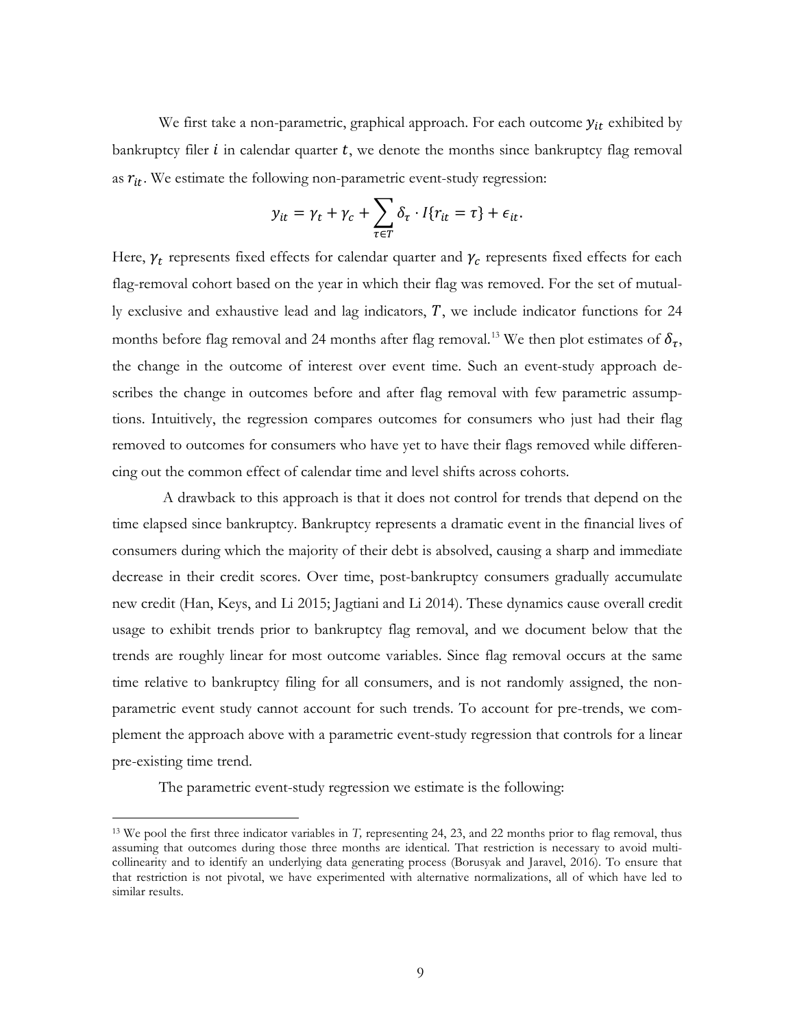We first take a non-parametric, graphical approach. For each outcome $y_{it}$ exhibited by bankruptcy filer $i$ in calendar quarter $t$, we denote the months since bankruptcy flag removal as $r_{it}$. We estimate the following non-parametric event-study regression:

$$y_{it} = \gamma_t + \gamma_c + \sum_{\tau \in T} \delta_\tau \cdot I\{r_{it} = \tau\} + \epsilon_{it}.$$

Here, $\gamma_t$ represents fixed effects for calendar quarter and $\gamma_c$ represents fixed effects for each flag-removal cohort based on the year in which their flag was removed. For the set of mutually exclusive and exhaustive lead and lag indicators, $T$, we include indicator functions for 24 months before flag removal and 24 months after flag removal.[13] We then plot estimates of $\delta_\tau$, the change in the outcome of interest over event time. Such an event-study approach describes the change in outcomes before and after flag removal with few parametric assumptions. Intuitively, the regression compares outcomes for consumers who just had their flag removed to outcomes for consumers who have yet to have their flags removed while differencing out the common effect of calendar time and level shifts across cohorts.

A drawback to this approach is that it does not control for trends that depend on the time elapsed since bankruptcy. Bankruptcy represents a dramatic event in the financial lives of consumers during which the majority of their debt is absolved, causing a sharp and immediate decrease in their credit scores. Over time, post-bankruptcy consumers gradually accumulate new credit (Han, Keys, and Li 2015; Jagtiani and Li 2014). These dynamics cause overall credit usage to exhibit trends prior to bankruptcy flag removal, and we document below that the trends are roughly linear for most outcome variables. Since flag removal occurs at the same time relative to bankruptcy filing for all consumers, and is not randomly assigned, the non-parametric event study cannot account for such trends. To account for pre-trends, we complement the approach above with a parametric event-study regression that controls for a linear pre-existing time trend.

The parametric event-study regression we estimate is the following:

---

[13] We pool the first three indicator variables in *T,* representing 24, 23, and 22 months prior to flag removal, thus assuming that outcomes during those three months are identical. That restriction is necessary to avoid multi-collinearity and to identify an underlying data generating process (Borusyak and Jaravel, 2016). To ensure that that restriction is not pivotal, we have experimented with alternative normalizations, all of which have led to similar results.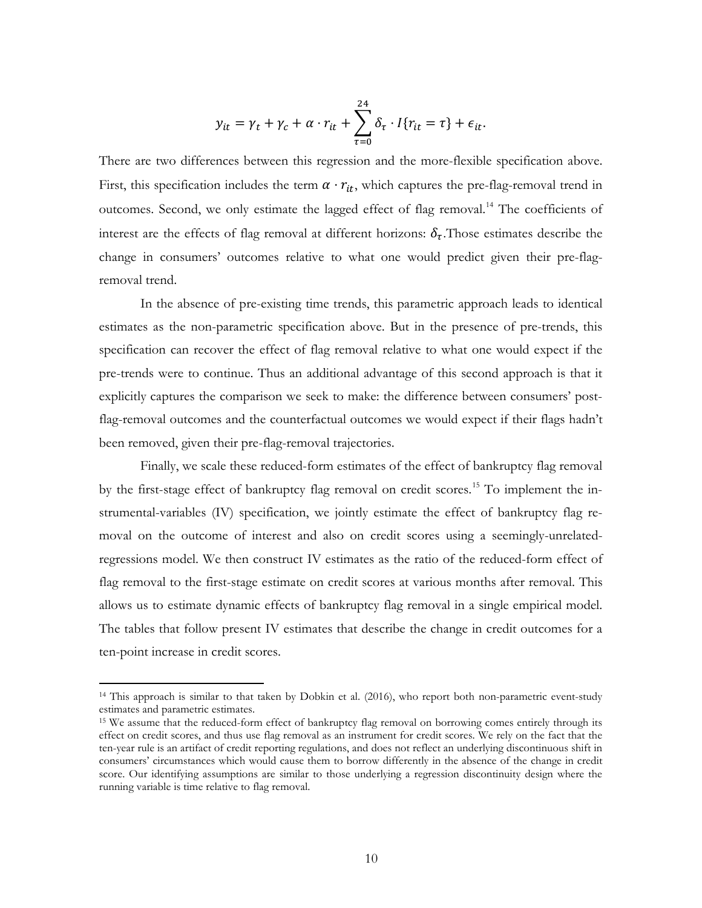$$y_{it} = \gamma_t + \gamma_c + \alpha \cdot r_{it} + \sum_{\tau=0}^{24} \delta_\tau \cdot I\{r_{it} = \tau\} + \epsilon_{it}.$$

There are two differences between this regression and the more-flexible specification above. First, this specification includes the term $\alpha \cdot r_{it}$, which captures the pre-flag-removal trend in outcomes. Second, we only estimate the lagged effect of flag removal.[14] The coefficients of interest are the effects of flag removal at different horizons: $\delta_\tau$.Those estimates describe the change in consumers' outcomes relative to what one would predict given their pre-flag-removal trend.

In the absence of pre-existing time trends, this parametric approach leads to identical estimates as the non-parametric specification above. But in the presence of pre-trends, this specification can recover the effect of flag removal relative to what one would expect if the pre-trends were to continue. Thus an additional advantage of this second approach is that it explicitly captures the comparison we seek to make: the difference between consumers' post-flag-removal outcomes and the counterfactual outcomes we would expect if their flags hadn't been removed, given their pre-flag-removal trajectories.

Finally, we scale these reduced-form estimates of the effect of bankruptcy flag removal by the first-stage effect of bankruptcy flag removal on credit scores.[15] To implement the instrumental-variables (IV) specification, we jointly estimate the effect of bankruptcy flag removal on the outcome of interest and also on credit scores using a seemingly-unrelated-regressions model. We then construct IV estimates as the ratio of the reduced-form effect of flag removal to the first-stage estimate on credit scores at various months after removal. This allows us to estimate dynamic effects of bankruptcy flag removal in a single empirical model. The tables that follow present IV estimates that describe the change in credit outcomes for a ten-point increase in credit scores.

---

[14] This approach is similar to that taken by Dobkin et al. (2016), who report both non-parametric event-study estimates and parametric estimates.

[15] We assume that the reduced-form effect of bankruptcy flag removal on borrowing comes entirely through its effect on credit scores, and thus use flag removal as an instrument for credit scores. We rely on the fact that the ten-year rule is an artifact of credit reporting regulations, and does not reflect an underlying discontinuous shift in consumers' circumstances which would cause them to borrow differently in the absence of the change in credit score. Our identifying assumptions are similar to those underlying a regression discontinuity design where the running variable is time relative to flag removal.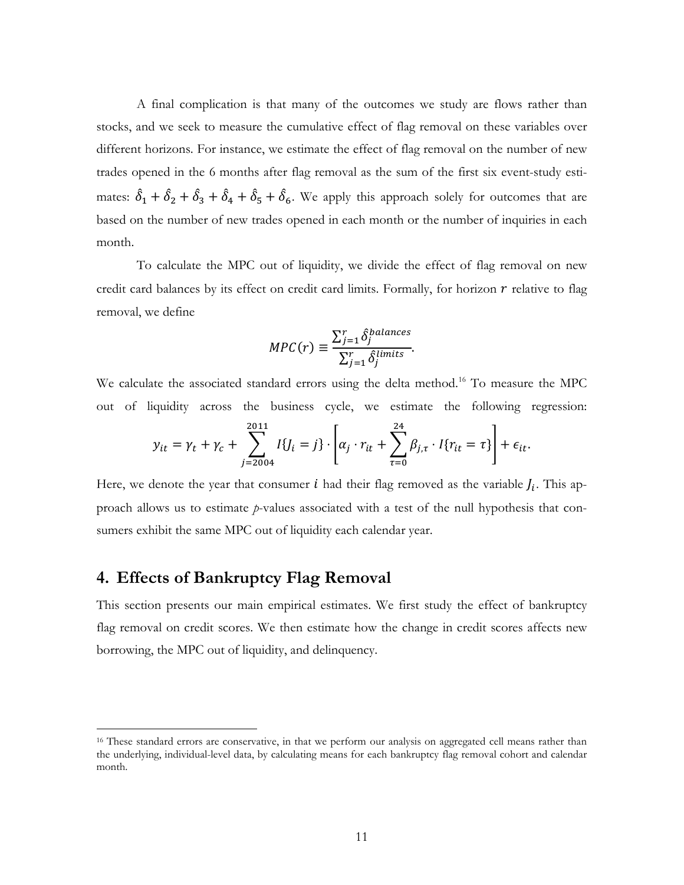A final complication is that many of the outcomes we study are flows rather than stocks, and we seek to measure the cumulative effect of flag removal on these variables over different horizons. For instance, we estimate the effect of flag removal on the number of new trades opened in the 6 months after flag removal as the sum of the first six event-study estimates: $\hat{\delta}_1 + \hat{\delta}_2 + \hat{\delta}_3 + \hat{\delta}_4 + \hat{\delta}_5 + \hat{\delta}_6$. We apply this approach solely for outcomes that are based on the number of new trades opened in each month or the number of inquiries in each month.

To calculate the MPC out of liquidity, we divide the effect of flag removal on new credit card balances by its effect on credit card limits. Formally, for horizon $r$ relative to flag removal, we define

$$MPC(r) \equiv \frac{\sum_{j=1}^{r} \hat{\delta}_j^{balances}}{\sum_{j=1}^{r} \hat{\delta}_j^{limits}}.$$

We calculate the associated standard errors using the delta method.[16] To measure the MPC out of liquidity across the business cycle, we estimate the following regression:

$$y_{it} = \gamma_t + \gamma_c + \sum_{j=2004}^{2011} I\{J_i = j\} \cdot \left[ \alpha_j \cdot r_{it} + \sum_{\tau=0}^{24} \beta_{j,\tau} \cdot I\{r_{it} = \tau\} \right] + \epsilon_{it}.$$

Here, we denote the year that consumer $i$ had their flag removed as the variable $J_i$. This approach allows us to estimate *p*-values associated with a test of the null hypothesis that consumers exhibit the same MPC out of liquidity each calendar year.

## 4. Effects of Bankruptcy Flag Removal

This section presents our main empirical estimates. We first study the effect of bankruptcy flag removal on credit scores. We then estimate how the change in credit scores affects new borrowing, the MPC out of liquidity, and delinquency.

[16] These standard errors are conservative, in that we perform our analysis on aggregated cell means rather than the underlying, individual-level data, by calculating means for each bankruptcy flag removal cohort and calendar month.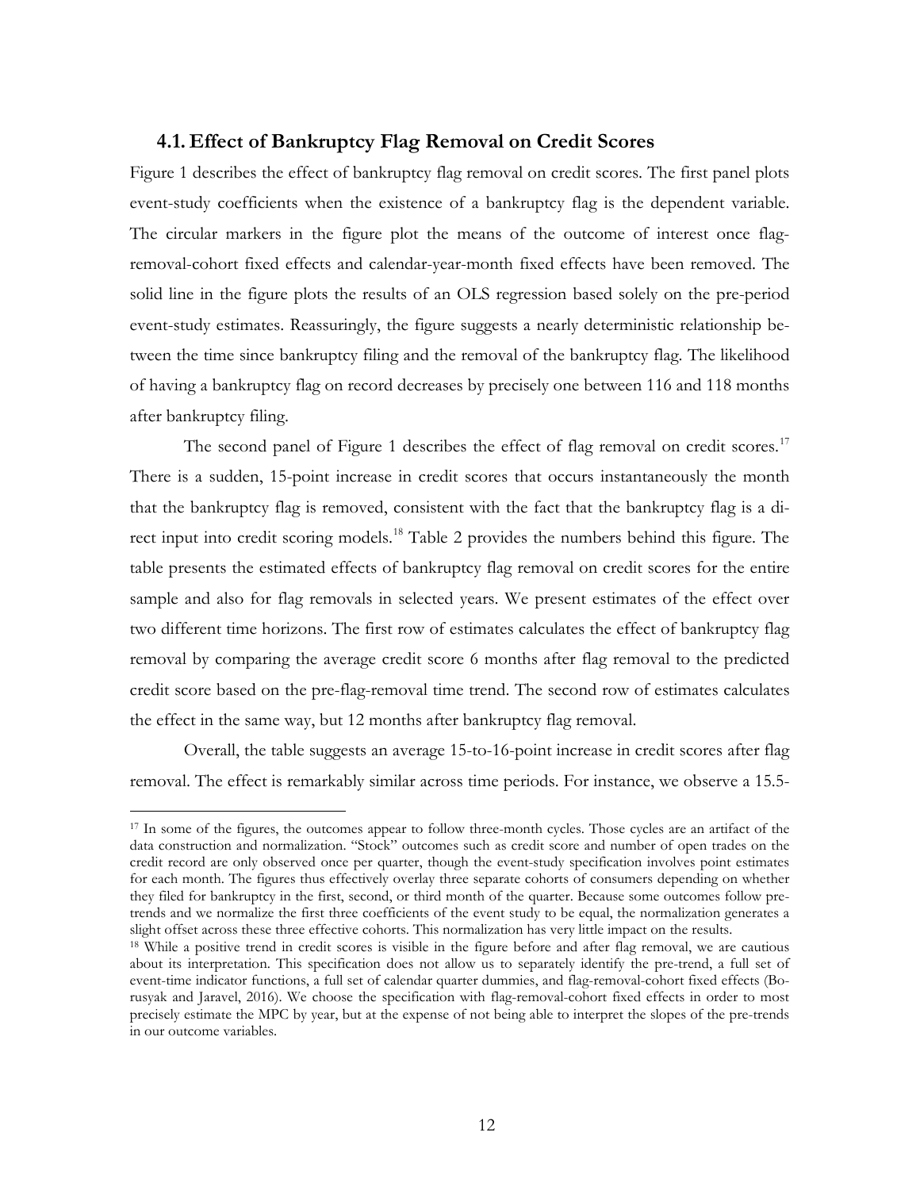### 4.1. Effect of Bankruptcy Flag Removal on Credit Scores

Figure 1 describes the effect of bankruptcy flag removal on credit scores. The first panel plots event-study coefficients when the existence of a bankruptcy flag is the dependent variable. The circular markers in the figure plot the means of the outcome of interest once flag-removal-cohort fixed effects and calendar-year-month fixed effects have been removed. The solid line in the figure plots the results of an OLS regression based solely on the pre-period event-study estimates. Reassuringly, the figure suggests a nearly deterministic relationship between the time since bankruptcy filing and the removal of the bankruptcy flag. The likelihood of having a bankruptcy flag on record decreases by precisely one between 116 and 118 months after bankruptcy filing.

The second panel of Figure 1 describes the effect of flag removal on credit scores.[17] There is a sudden, 15-point increase in credit scores that occurs instantaneously the month that the bankruptcy flag is removed, consistent with the fact that the bankruptcy flag is a direct input into credit scoring models.[18] Table 2 provides the numbers behind this figure. The table presents the estimated effects of bankruptcy flag removal on credit scores for the entire sample and also for flag removals in selected years. We present estimates of the effect over two different time horizons. The first row of estimates calculates the effect of bankruptcy flag removal by comparing the average credit score 6 months after flag removal to the predicted credit score based on the pre-flag-removal time trend. The second row of estimates calculates the effect in the same way, but 12 months after bankruptcy flag removal.

Overall, the table suggests an average 15-to-16-point increase in credit scores after flag removal. The effect is remarkably similar across time periods. For instance, we observe a 15.5-

[17] In some of the figures, the outcomes appear to follow three-month cycles. Those cycles are an artifact of the data construction and normalization. "Stock" outcomes such as credit score and number of open trades on the credit record are only observed once per quarter, though the event-study specification involves point estimates for each month. The figures thus effectively overlay three separate cohorts of consumers depending on whether they filed for bankruptcy in the first, second, or third month of the quarter. Because some outcomes follow pre-trends and we normalize the first three coefficients of the event study to be equal, the normalization generates a slight offset across these three effective cohorts. This normalization has very little impact on the results.

[18] While a positive trend in credit scores is visible in the figure before and after flag removal, we are cautious about its interpretation. This specification does not allow us to separately identify the pre-trend, a full set of event-time indicator functions, a full set of calendar quarter dummies, and flag-removal-cohort fixed effects (Borusyak and Jaravel, 2016). We choose the specification with flag-removal-cohort fixed effects in order to most precisely estimate the MPC by year, but at the expense of not being able to interpret the slopes of the pre-trends in our outcome variables.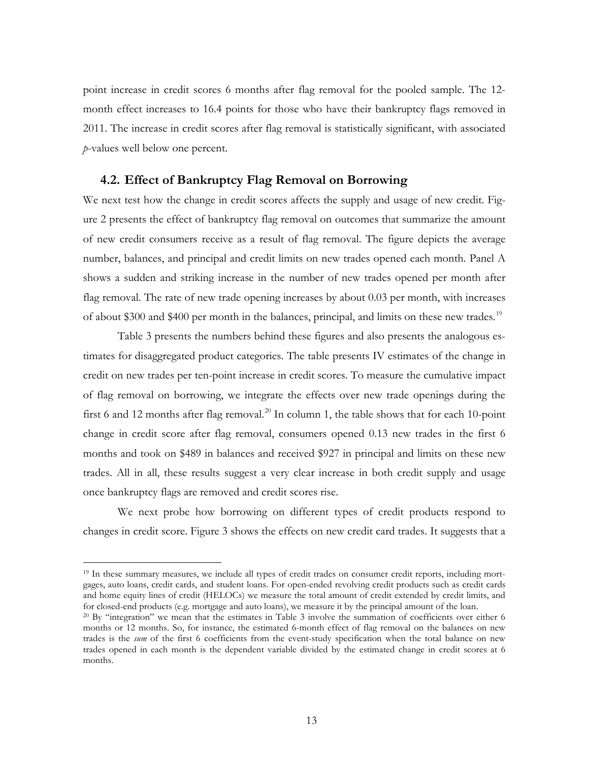point increase in credit scores 6 months after flag removal for the pooled sample. The 12-month effect increases to 16.4 points for those who have their bankruptcy flags removed in 2011. The increase in credit scores after flag removal is statistically significant, with associated *p*-values well below one percent.

## 4.2. Effect of Bankruptcy Flag Removal on Borrowing

We next test how the change in credit scores affects the supply and usage of new credit. Figure 2 presents the effect of bankruptcy flag removal on outcomes that summarize the amount of new credit consumers receive as a result of flag removal. The figure depicts the average number, balances, and principal and credit limits on new trades opened each month. Panel A shows a sudden and striking increase in the number of new trades opened per month after flag removal. The rate of new trade opening increases by about 0.03 per month, with increases of about \$300 and \$400 per month in the balances, principal, and limits on these new trades.[19]

Table 3 presents the numbers behind these figures and also presents the analogous estimates for disaggregated product categories. The table presents IV estimates of the change in credit on new trades per ten-point increase in credit scores. To measure the cumulative impact of flag removal on borrowing, we integrate the effects over new trade openings during the first 6 and 12 months after flag removal.[20] In column 1, the table shows that for each 10-point change in credit score after flag removal, consumers opened 0.13 new trades in the first 6 months and took on \$489 in balances and received \$927 in principal and limits on these new trades. All in all, these results suggest a very clear increase in both credit supply and usage once bankruptcy flags are removed and credit scores rise.

We next probe how borrowing on different types of credit products respond to changes in credit score. Figure 3 shows the effects on new credit card trades. It suggests that a

[19] In these summary measures, we include all types of credit trades on consumer credit reports, including mortgages, auto loans, credit cards, and student loans. For open-ended revolving credit products such as credit cards and home equity lines of credit (HELOCs) we measure the total amount of credit extended by credit limits, and for closed-end products (e.g. mortgage and auto loans), we measure it by the principal amount of the loan.

[20] By "integration" we mean that the estimates in Table 3 involve the summation of coefficients over either 6 months or 12 months. So, for instance, the estimated 6-month effect of flag removal on the balances on new trades is the *sum* of the first 6 coefficients from the event-study specification when the total balance on new trades opened in each month is the dependent variable divided by the estimated change in credit scores at 6 months.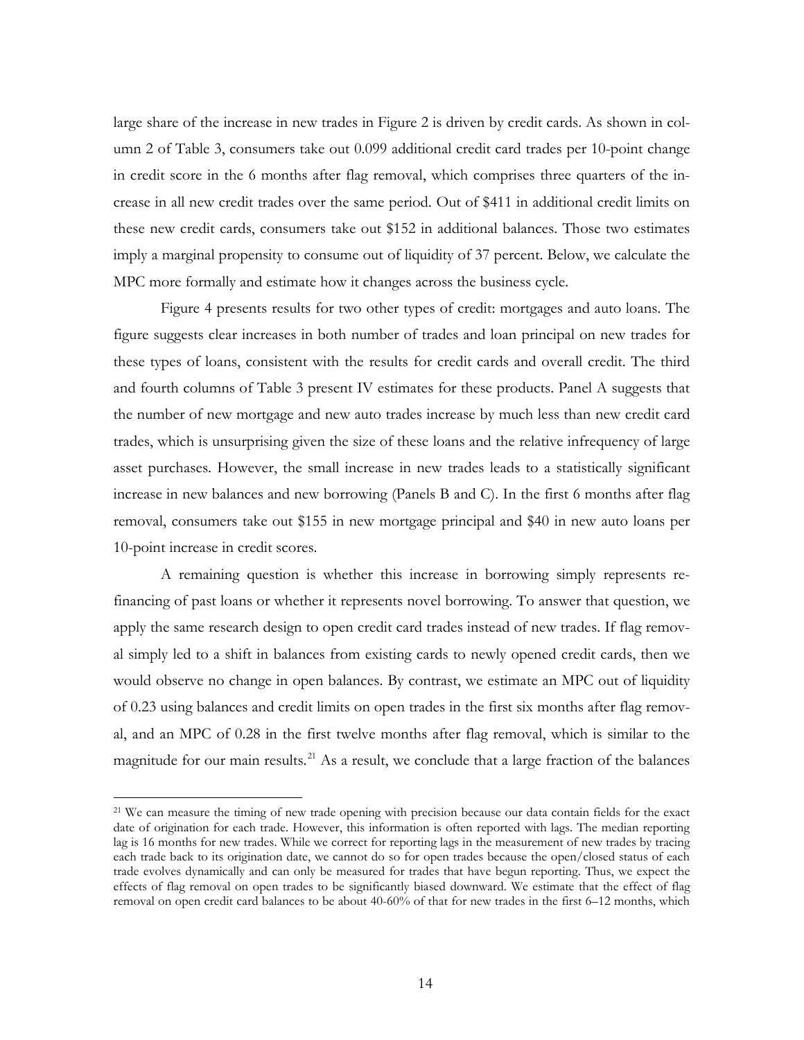large share of the increase in new trades in Figure 2 is driven by credit cards. As shown in column 2 of Table 3, consumers take out 0.099 additional credit card trades per 10-point change in credit score in the 6 months after flag removal, which comprises three quarters of the increase in all new credit trades over the same period. Out of $411 in additional credit limits on these new credit cards, consumers take out $152 in additional balances. Those two estimates imply a marginal propensity to consume out of liquidity of 37 percent. Below, we calculate the MPC more formally and estimate how it changes across the business cycle.

Figure 4 presents results for two other types of credit: mortgages and auto loans. The figure suggests clear increases in both number of trades and loan principal on new trades for these types of loans, consistent with the results for credit cards and overall credit. The third and fourth columns of Table 3 present IV estimates for these products. Panel A suggests that the number of new mortgage and new auto trades increase by much less than new credit card trades, which is unsurprising given the size of these loans and the relative infrequency of large asset purchases. However, the small increase in new trades leads to a statistically significant increase in new balances and new borrowing (Panels B and C). In the first 6 months after flag removal, consumers take out $155 in new mortgage principal and $40 in new auto loans per 10-point increase in credit scores.

A remaining question is whether this increase in borrowing simply represents refinancing of past loans or whether it represents novel borrowing. To answer that question, we apply the same research design to open credit card trades instead of new trades. If flag removal simply led to a shift in balances from existing cards to newly opened credit cards, then we would observe no change in open balances. By contrast, we estimate an MPC out of liquidity of 0.23 using balances and credit limits on open trades in the first six months after flag removal, and an MPC of 0.28 in the first twelve months after flag removal, which is similar to the magnitude for our main results.[21] As a result, we conclude that a large fraction of the balances

[21] We can measure the timing of new trade opening with precision because our data contain fields for the exact date of origination for each trade. However, this information is often reported with lags. The median reporting lag is 16 months for new trades. While we correct for reporting lags in the measurement of new trades by tracing each trade back to its origination date, we cannot do so for open trades because the open/closed status of each trade evolves dynamically and can only be measured for trades that have begun reporting. Thus, we expect the effects of flag removal on open trades to be significantly biased downward. We estimate that the effect of flag removal on open credit card balances to be about 40-60% of that for new trades in the first 6–12 months, which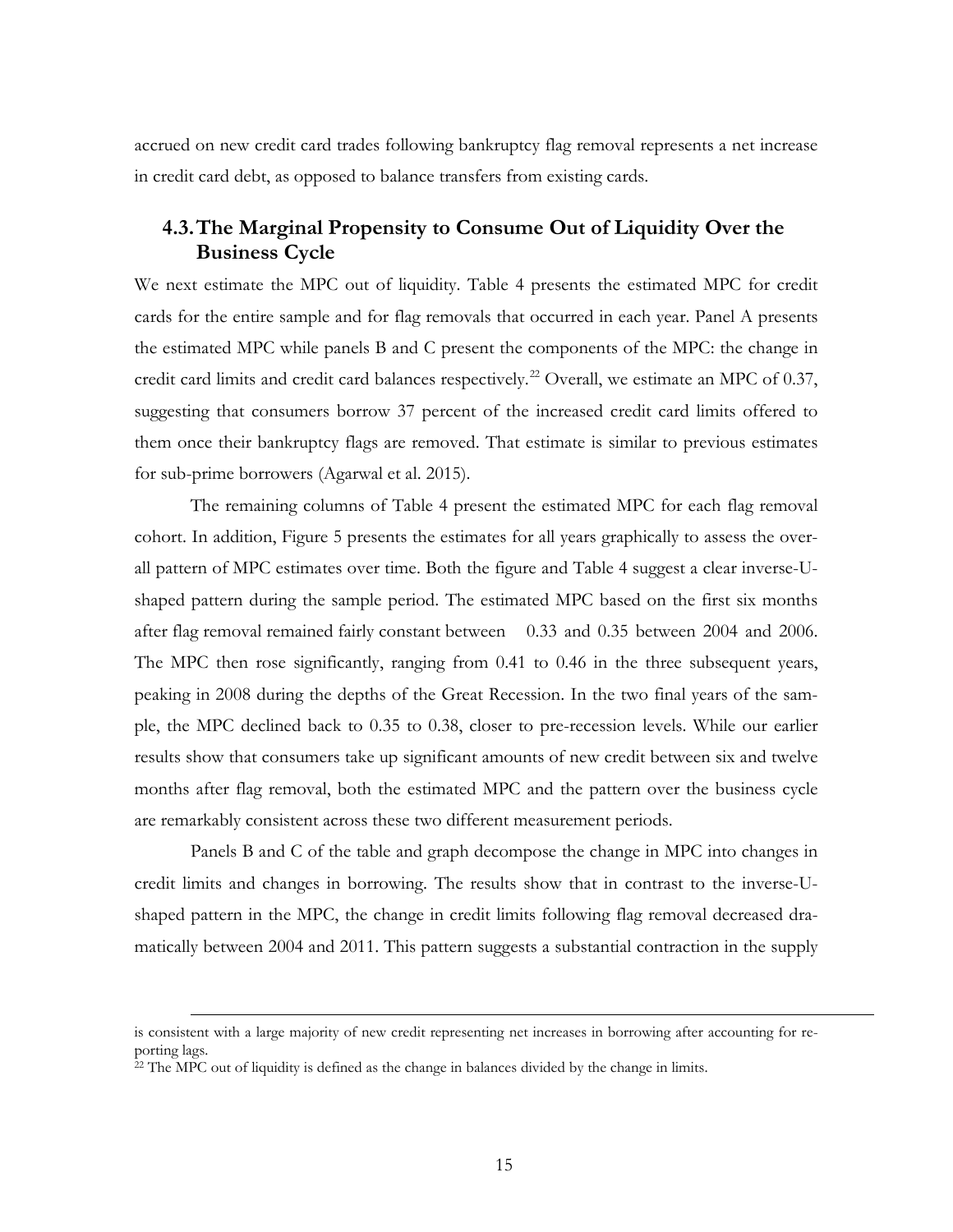accrued on new credit card trades following bankruptcy flag removal represents a net increase in credit card debt, as opposed to balance transfers from existing cards.

## 4.3. The Marginal Propensity to Consume Out of Liquidity Over the Business Cycle

We next estimate the MPC out of liquidity. Table 4 presents the estimated MPC for credit cards for the entire sample and for flag removals that occurred in each year. Panel A presents the estimated MPC while panels B and C present the components of the MPC: the change in credit card limits and credit card balances respectively.[22] Overall, we estimate an MPC of 0.37, suggesting that consumers borrow 37 percent of the increased credit card limits offered to them once their bankruptcy flags are removed. That estimate is similar to previous estimates for sub-prime borrowers (Agarwal et al. 2015).

The remaining columns of Table 4 present the estimated MPC for each flag removal cohort. In addition, Figure 5 presents the estimates for all years graphically to assess the overall pattern of MPC estimates over time. Both the figure and Table 4 suggest a clear inverse-U-shaped pattern during the sample period. The estimated MPC based on the first six months after flag removal remained fairly constant between 0.33 and 0.35 between 2004 and 2006. The MPC then rose significantly, ranging from 0.41 to 0.46 in the three subsequent years, peaking in 2008 during the depths of the Great Recession. In the two final years of the sample, the MPC declined back to 0.35 to 0.38, closer to pre-recession levels. While our earlier results show that consumers take up significant amounts of new credit between six and twelve months after flag removal, both the estimated MPC and the pattern over the business cycle are remarkably consistent across these two different measurement periods.

Panels B and C of the table and graph decompose the change in MPC into changes in credit limits and changes in borrowing. The results show that in contrast to the inverse-U-shaped pattern in the MPC, the change in credit limits following flag removal decreased dramatically between 2004 and 2011. This pattern suggests a substantial contraction in the supply

---

is consistent with a large majority of new credit representing net increases in borrowing after accounting for reporting lags.

[22] The MPC out of liquidity is defined as the change in balances divided by the change in limits.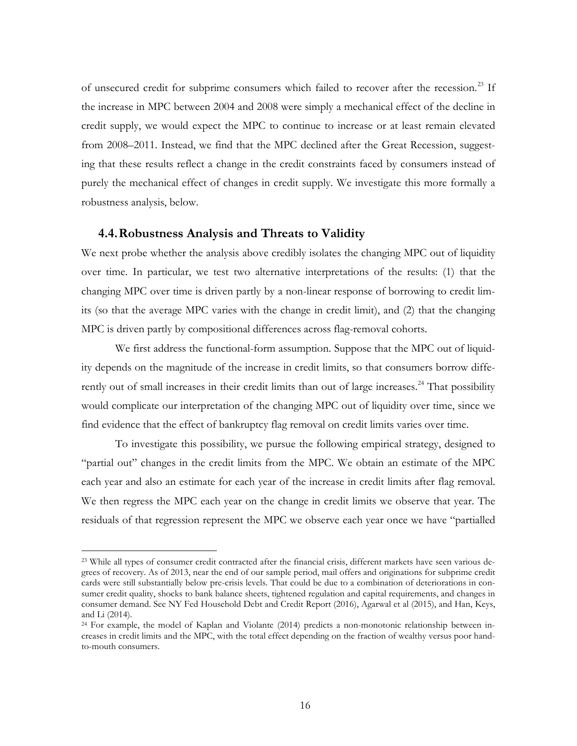of unsecured credit for subprime consumers which failed to recover after the recession.[23] If the increase in MPC between 2004 and 2008 were simply a mechanical effect of the decline in credit supply, we would expect the MPC to continue to increase or at least remain elevated from 2008–2011. Instead, we find that the MPC declined after the Great Recession, suggesting that these results reflect a change in the credit constraints faced by consumers instead of purely the mechanical effect of changes in credit supply. We investigate this more formally a robustness analysis, below.

### 4.4. Robustness Analysis and Threats to Validity

We next probe whether the analysis above credibly isolates the changing MPC out of liquidity over time. In particular, we test two alternative interpretations of the results: (1) that the changing MPC over time is driven partly by a non-linear response of borrowing to credit limits (so that the average MPC varies with the change in credit limit), and (2) that the changing MPC is driven partly by compositional differences across flag-removal cohorts.

We first address the functional-form assumption. Suppose that the MPC out of liquidity depends on the magnitude of the increase in credit limits, so that consumers borrow differently out of small increases in their credit limits than out of large increases.[24] That possibility would complicate our interpretation of the changing MPC out of liquidity over time, since we find evidence that the effect of bankruptcy flag removal on credit limits varies over time.

To investigate this possibility, we pursue the following empirical strategy, designed to "partial out" changes in the credit limits from the MPC. We obtain an estimate of the MPC each year and also an estimate for each year of the increase in credit limits after flag removal. We then regress the MPC each year on the change in credit limits we observe that year. The residuals of that regression represent the MPC we observe each year once we have "partialled

---

[23] While all types of consumer credit contracted after the financial crisis, different markets have seen various degrees of recovery. As of 2013, near the end of our sample period, mail offers and originations for subprime credit cards were still substantially below pre-crisis levels. That could be due to a combination of deteriorations in consumer credit quality, shocks to bank balance sheets, tightened regulation and capital requirements, and changes in consumer demand. See NY Fed Household Debt and Credit Report (2016), Agarwal et al (2015), and Han, Keys, and Li (2014).

[24] For example, the model of Kaplan and Violante (2014) predicts a non-monotonic relationship between increases in credit limits and the MPC, with the total effect depending on the fraction of wealthy versus poor hand-to-mouth consumers.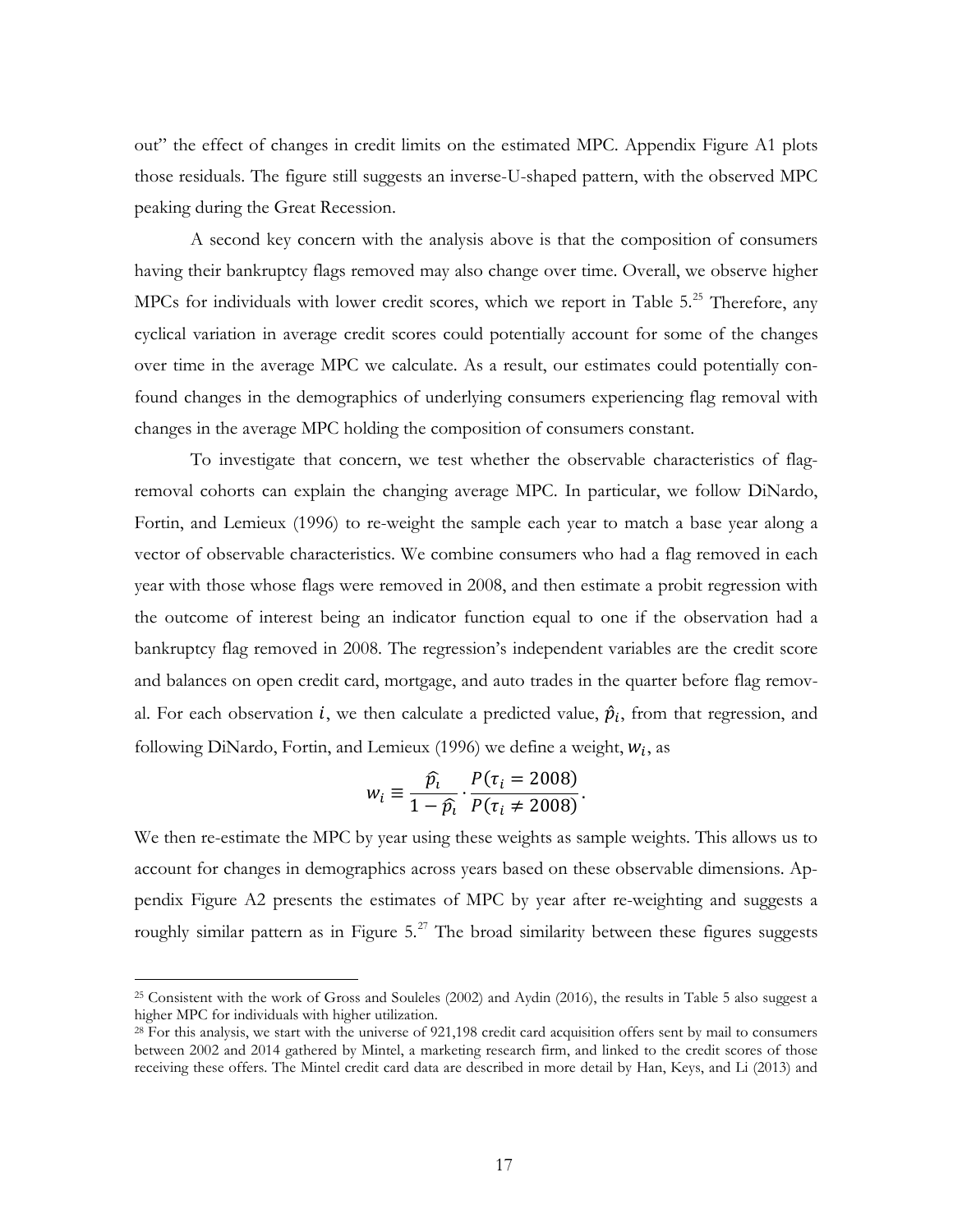out" the effect of changes in credit limits on the estimated MPC. Appendix Figure A1 plots those residuals. The figure still suggests an inverse-U-shaped pattern, with the observed MPC peaking during the Great Recession.

A second key concern with the analysis above is that the composition of consumers having their bankruptcy flags removed may also change over time. Overall, we observe higher MPCs for individuals with lower credit scores, which we report in Table 5.[25] Therefore, any cyclical variation in average credit scores could potentially account for some of the changes over time in the average MPC we calculate. As a result, our estimates could potentially confound changes in the demographics of underlying consumers experiencing flag removal with changes in the average MPC holding the composition of consumers constant.

To investigate that concern, we test whether the observable characteristics of flag-removal cohorts can explain the changing average MPC. In particular, we follow DiNardo, Fortin, and Lemieux (1996) to re-weight the sample each year to match a base year along a vector of observable characteristics. We combine consumers who had a flag removed in each year with those whose flags were removed in 2008, and then estimate a probit regression with the outcome of interest being an indicator function equal to one if the observation had a bankruptcy flag removed in 2008. The regression's independent variables are the credit score and balances on open credit card, mortgage, and auto trades in the quarter before flag removal. For each observation $i$, we then calculate a predicted value, $\hat{p}_i$, from that regression, and following DiNardo, Fortin, and Lemieux (1996) we define a weight, $w_i$, as

$$w_i \equiv \frac{\hat{p}_i}{1-\hat{p}_i} \cdot \frac{P(\tau_i = 2008)}{P(\tau_i \neq 2008)}.$$

We then re-estimate the MPC by year using these weights as sample weights. This allows us to account for changes in demographics across years based on these observable dimensions. Appendix Figure A2 presents the estimates of MPC by year after re-weighting and suggests a roughly similar pattern as in Figure 5.[27] The broad similarity between these figures suggests

[25] Consistent with the work of Gross and Souleles (2002) and Aydin (2016), the results in Table 5 also suggest a higher MPC for individuals with higher utilization.

[28] For this analysis, we start with the universe of 921,198 credit card acquisition offers sent by mail to consumers between 2002 and 2014 gathered by Mintel, a marketing research firm, and linked to the credit scores of those receiving these offers. The Mintel credit card data are described in more detail by Han, Keys, and Li (2013) and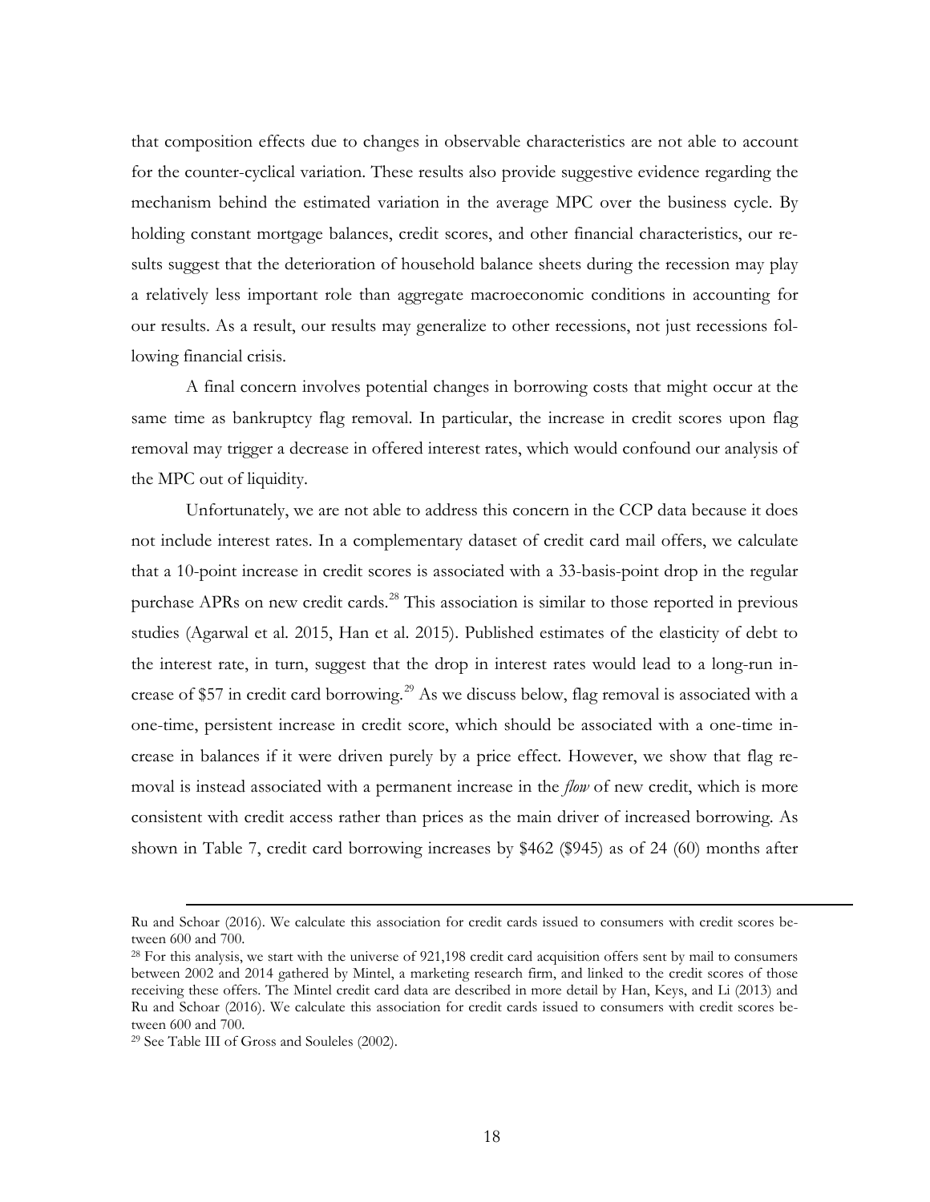that composition effects due to changes in observable characteristics are not able to account for the counter-cyclical variation. These results also provide suggestive evidence regarding the mechanism behind the estimated variation in the average MPC over the business cycle. By holding constant mortgage balances, credit scores, and other financial characteristics, our results suggest that the deterioration of household balance sheets during the recession may play a relatively less important role than aggregate macroeconomic conditions in accounting for our results. As a result, our results may generalize to other recessions, not just recessions following financial crisis.

A final concern involves potential changes in borrowing costs that might occur at the same time as bankruptcy flag removal. In particular, the increase in credit scores upon flag removal may trigger a decrease in offered interest rates, which would confound our analysis of the MPC out of liquidity.

Unfortunately, we are not able to address this concern in the CCP data because it does not include interest rates. In a complementary dataset of credit card mail offers, we calculate that a 10-point increase in credit scores is associated with a 33-basis-point drop in the regular purchase APRs on new credit cards.[28] This association is similar to those reported in previous studies (Agarwal et al. 2015, Han et al. 2015). Published estimates of the elasticity of debt to the interest rate, in turn, suggest that the drop in interest rates would lead to a long-run increase of $57 in credit card borrowing.[29] As we discuss below, flag removal is associated with a one-time, persistent increase in credit score, which should be associated with a one-time increase in balances if it were driven purely by a price effect. However, we show that flag removal is instead associated with a permanent increase in the *flow* of new credit, which is more consistent with credit access rather than prices as the main driver of increased borrowing. As shown in Table 7, credit card borrowing increases by $462 ($945) as of 24 (60) months after

---

Ru and Schoar (2016). We calculate this association for credit cards issued to consumers with credit scores between 600 and 700.

[28] For this analysis, we start with the universe of 921,198 credit card acquisition offers sent by mail to consumers between 2002 and 2014 gathered by Mintel, a marketing research firm, and linked to the credit scores of those receiving these offers. The Mintel credit card data are described in more detail by Han, Keys, and Li (2013) and Ru and Schoar (2016). We calculate this association for credit cards issued to consumers with credit scores between 600 and 700.

[29] See Table III of Gross and Souleles (2002).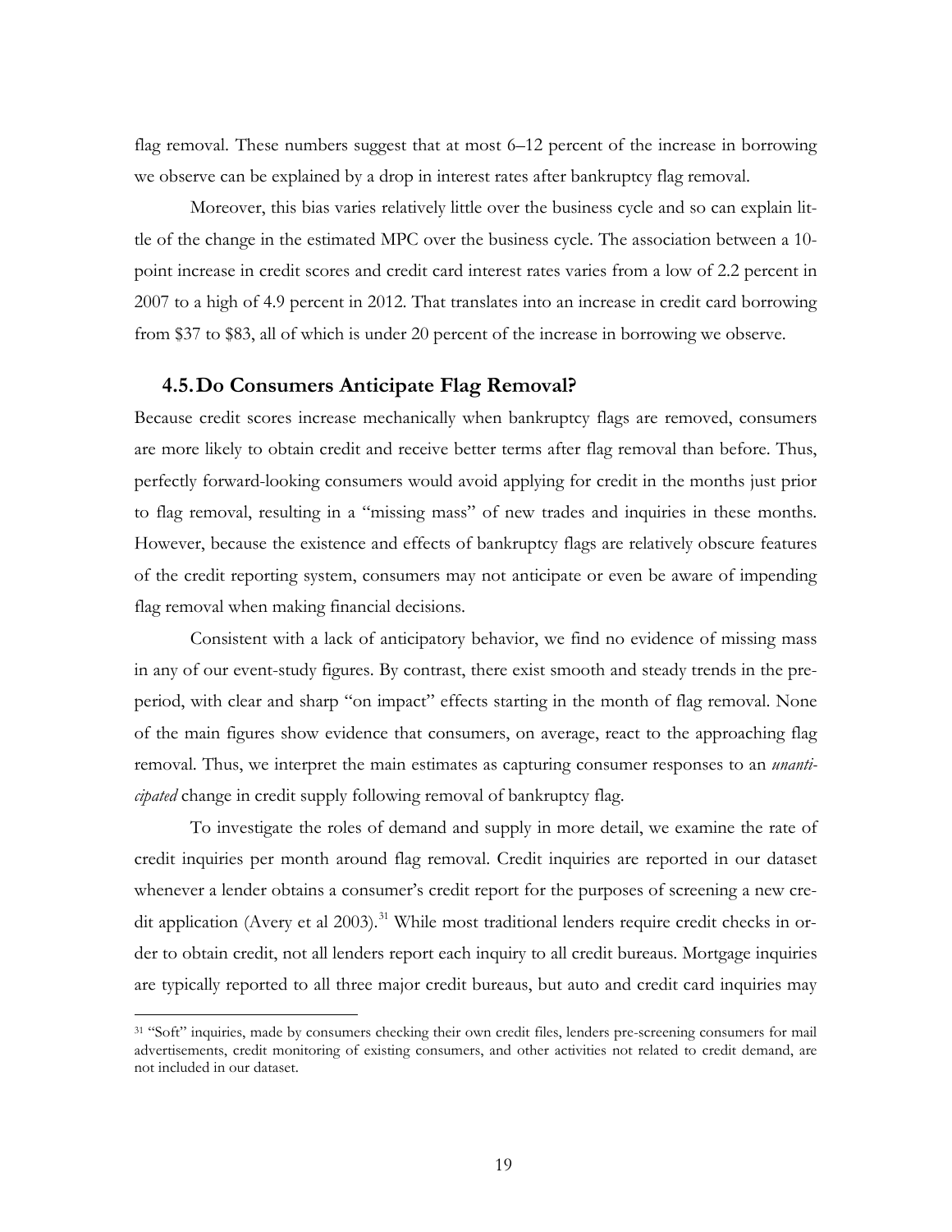flag removal. These numbers suggest that at most 6–12 percent of the increase in borrowing we observe can be explained by a drop in interest rates after bankruptcy flag removal.

Moreover, this bias varies relatively little over the business cycle and so can explain little of the change in the estimated MPC over the business cycle. The association between a 10-point increase in credit scores and credit card interest rates varies from a low of 2.2 percent in 2007 to a high of 4.9 percent in 2012. That translates into an increase in credit card borrowing from $37 to $83, all of which is under 20 percent of the increase in borrowing we observe.

### 4.5. Do Consumers Anticipate Flag Removal?

Because credit scores increase mechanically when bankruptcy flags are removed, consumers are more likely to obtain credit and receive better terms after flag removal than before. Thus, perfectly forward-looking consumers would avoid applying for credit in the months just prior to flag removal, resulting in a "missing mass" of new trades and inquiries in these months. However, because the existence and effects of bankruptcy flags are relatively obscure features of the credit reporting system, consumers may not anticipate or even be aware of impending flag removal when making financial decisions.

Consistent with a lack of anticipatory behavior, we find no evidence of missing mass in any of our event-study figures. By contrast, there exist smooth and steady trends in the pre-period, with clear and sharp "on impact" effects starting in the month of flag removal. None of the main figures show evidence that consumers, on average, react to the approaching flag removal. Thus, we interpret the main estimates as capturing consumer responses to an *unanticipated* change in credit supply following removal of bankruptcy flag.

To investigate the roles of demand and supply in more detail, we examine the rate of credit inquiries per month around flag removal. Credit inquiries are reported in our dataset whenever a lender obtains a consumer's credit report for the purposes of screening a new credit application (Avery et al 2003).[31] While most traditional lenders require credit checks in order to obtain credit, not all lenders report each inquiry to all credit bureaus. Mortgage inquiries are typically reported to all three major credit bureaus, but auto and credit card inquiries may

[31] "Soft" inquiries, made by consumers checking their own credit files, lenders pre-screening consumers for mail advertisements, credit monitoring of existing consumers, and other activities not related to credit demand, are not included in our dataset.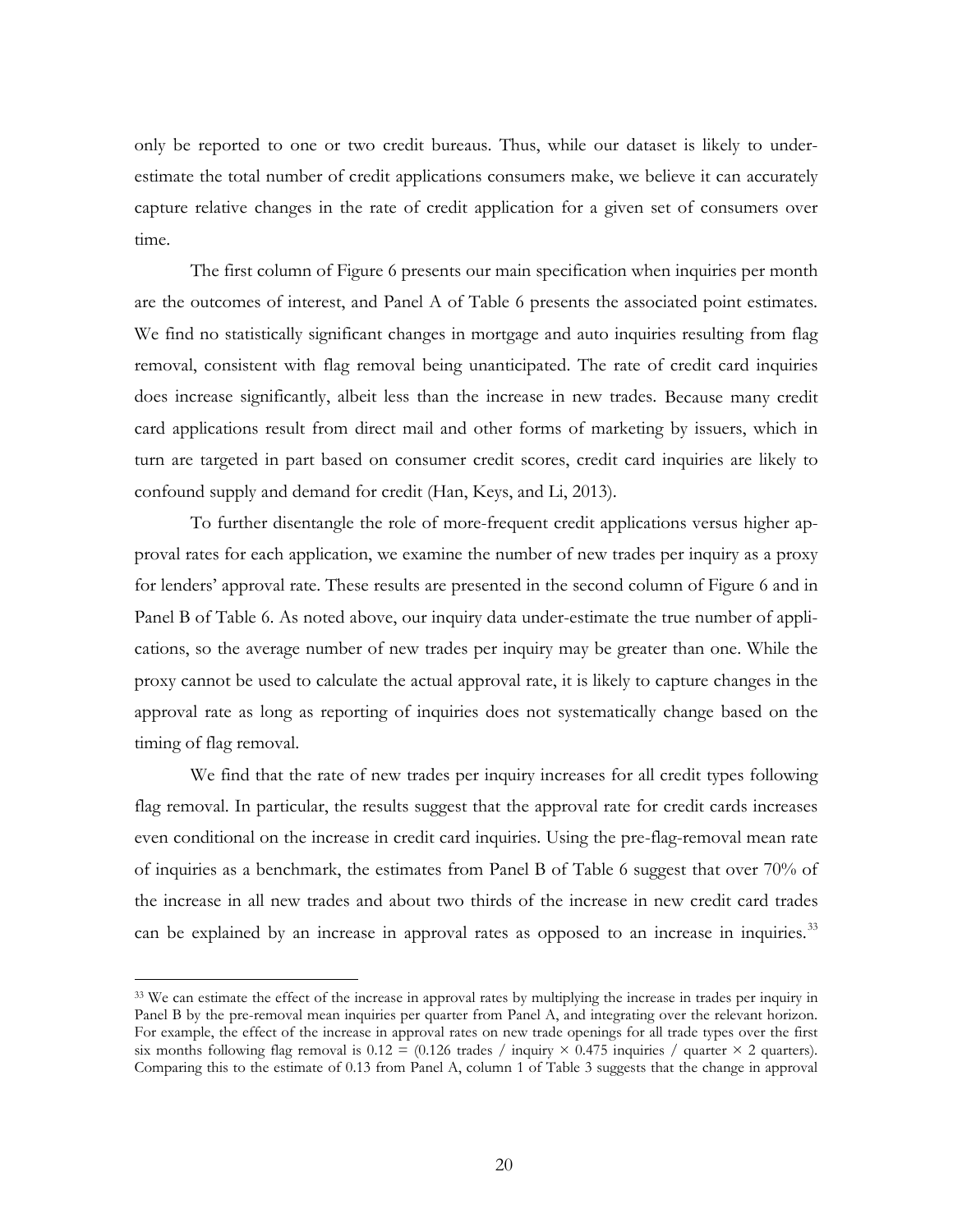only be reported to one or two credit bureaus. Thus, while our dataset is likely to under-estimate the total number of credit applications consumers make, we believe it can accurately capture relative changes in the rate of credit application for a given set of consumers over time.

The first column of Figure 6 presents our main specification when inquiries per month are the outcomes of interest, and Panel A of Table 6 presents the associated point estimates. We find no statistically significant changes in mortgage and auto inquiries resulting from flag removal, consistent with flag removal being unanticipated. The rate of credit card inquiries does increase significantly, albeit less than the increase in new trades. Because many credit card applications result from direct mail and other forms of marketing by issuers, which in turn are targeted in part based on consumer credit scores, credit card inquiries are likely to confound supply and demand for credit (Han, Keys, and Li, 2013).

To further disentangle the role of more-frequent credit applications versus higher approval rates for each application, we examine the number of new trades per inquiry as a proxy for lenders' approval rate. These results are presented in the second column of Figure 6 and in Panel B of Table 6. As noted above, our inquiry data under-estimate the true number of applications, so the average number of new trades per inquiry may be greater than one. While the proxy cannot be used to calculate the actual approval rate, it is likely to capture changes in the approval rate as long as reporting of inquiries does not systematically change based on the timing of flag removal.

We find that the rate of new trades per inquiry increases for all credit types following flag removal. In particular, the results suggest that the approval rate for credit cards increases even conditional on the increase in credit card inquiries. Using the pre-flag-removal mean rate of inquiries as a benchmark, the estimates from Panel B of Table 6 suggest that over 70% of the increase in all new trades and about two thirds of the increase in new credit card trades can be explained by an increase in approval rates as opposed to an increase in inquiries.[33]

[33] We can estimate the effect of the increase in approval rates by multiplying the increase in trades per inquiry in Panel B by the pre-removal mean inquiries per quarter from Panel A, and integrating over the relevant horizon. For example, the effect of the increase in approval rates on new trade openings for all trade types over the first six months following flag removal is $0.12 = (0.126$ trades / inquiry $\times$ $0.475$ inquiries / quarter $\times$ 2 quarters). Comparing this to the estimate of 0.13 from Panel A, column 1 of Table 3 suggests that the change in approval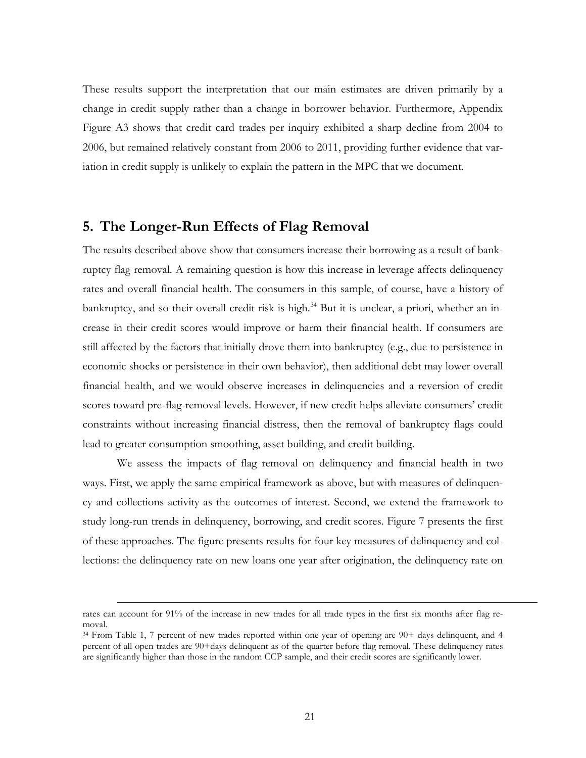These results support the interpretation that our main estimates are driven primarily by a change in credit supply rather than a change in borrower behavior. Furthermore, Appendix Figure A3 shows that credit card trades per inquiry exhibited a sharp decline from 2004 to 2006, but remained relatively constant from 2006 to 2011, providing further evidence that variation in credit supply is unlikely to explain the pattern in the MPC that we document.

## 5. The Longer-Run Effects of Flag Removal

The results described above show that consumers increase their borrowing as a result of bankruptcy flag removal. A remaining question is how this increase in leverage affects delinquency rates and overall financial health. The consumers in this sample, of course, have a history of bankruptcy, and so their overall credit risk is high.[34] But it is unclear, a priori, whether an increase in their credit scores would improve or harm their financial health. If consumers are still affected by the factors that initially drove them into bankruptcy (e.g., due to persistence in economic shocks or persistence in their own behavior), then additional debt may lower overall financial health, and we would observe increases in delinquencies and a reversion of credit scores toward pre-flag-removal levels. However, if new credit helps alleviate consumers' credit constraints without increasing financial distress, then the removal of bankruptcy flags could lead to greater consumption smoothing, asset building, and credit building.

We assess the impacts of flag removal on delinquency and financial health in two ways. First, we apply the same empirical framework as above, but with measures of delinquency and collections activity as the outcomes of interest. Second, we extend the framework to study long-run trends in delinquency, borrowing, and credit scores. Figure 7 presents the first of these approaches. The figure presents results for four key measures of delinquency and collections: the delinquency rate on new loans one year after origination, the delinquency rate on

rates can account for 91% of the increase in new trades for all trade types in the first six months after flag removal.

[34] From Table 1, 7 percent of new trades reported within one year of opening are 90+ days delinquent, and 4 percent of all open trades are 90+days delinquent as of the quarter before flag removal. These delinquency rates are significantly higher than those in the random CCP sample, and their credit scores are significantly lower.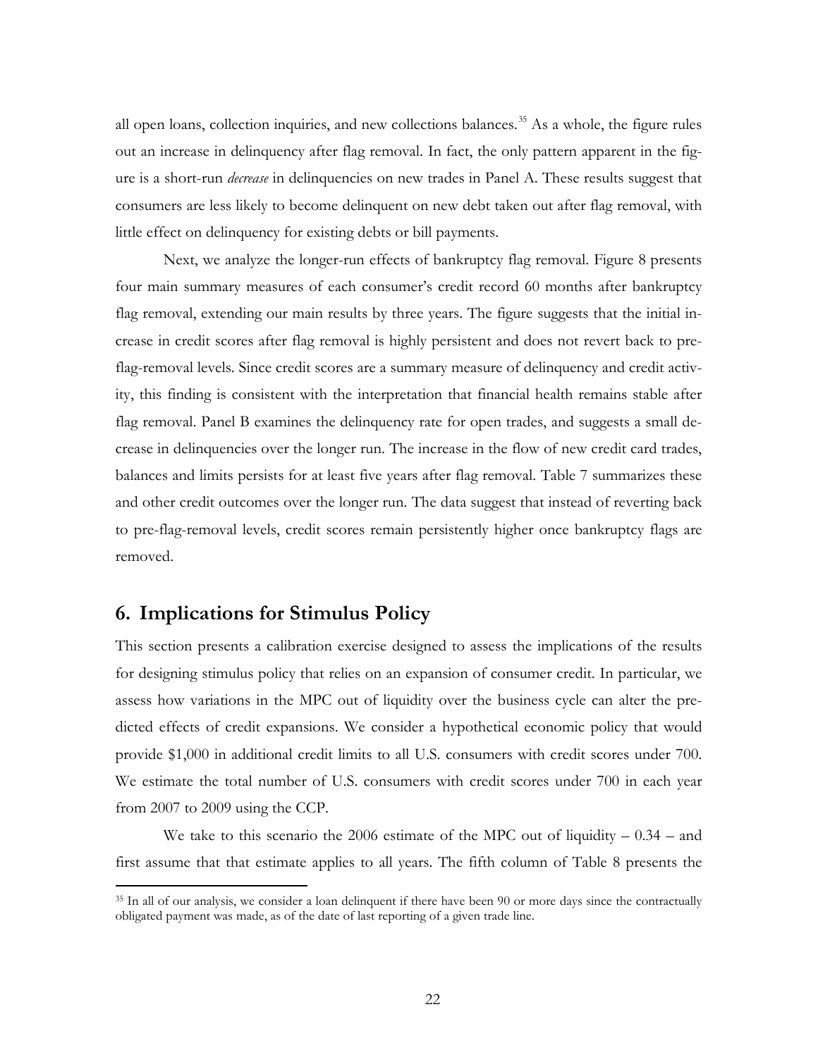all open loans, collection inquiries, and new collections balances.[35] As a whole, the figure rules out an increase in delinquency after flag removal. In fact, the only pattern apparent in the figure is a short-run *decrease* in delinquencies on new trades in Panel A. These results suggest that consumers are less likely to become delinquent on new debt taken out after flag removal, with little effect on delinquency for existing debts or bill payments.

Next, we analyze the longer-run effects of bankruptcy flag removal. Figure 8 presents four main summary measures of each consumer's credit record 60 months after bankruptcy flag removal, extending our main results by three years. The figure suggests that the initial increase in credit scores after flag removal is highly persistent and does not revert back to pre-flag-removal levels. Since credit scores are a summary measure of delinquency and credit activity, this finding is consistent with the interpretation that financial health remains stable after flag removal. Panel B examines the delinquency rate for open trades, and suggests a small decrease in delinquencies over the longer run. The increase in the flow of new credit card trades, balances and limits persists for at least five years after flag removal. Table 7 summarizes these and other credit outcomes over the longer run. The data suggest that instead of reverting back to pre-flag-removal levels, credit scores remain persistently higher once bankruptcy flags are removed.

## 6. Implications for Stimulus Policy

This section presents a calibration exercise designed to assess the implications of the results for designing stimulus policy that relies on an expansion of consumer credit. In particular, we assess how variations in the MPC out of liquidity over the business cycle can alter the predicted effects of credit expansions. We consider a hypothetical economic policy that would provide $1,000 in additional credit limits to all U.S. consumers with credit scores under 700. We estimate the total number of U.S. consumers with credit scores under 700 in each year from 2007 to 2009 using the CCP.

We take to this scenario the 2006 estimate of the MPC out of liquidity – 0.34 – and first assume that that estimate applies to all years. The fifth column of Table 8 presents the

[35] In all of our analysis, we consider a loan delinquent if there have been 90 or more days since the contractually obligated payment was made, as of the date of last reporting of a given trade line.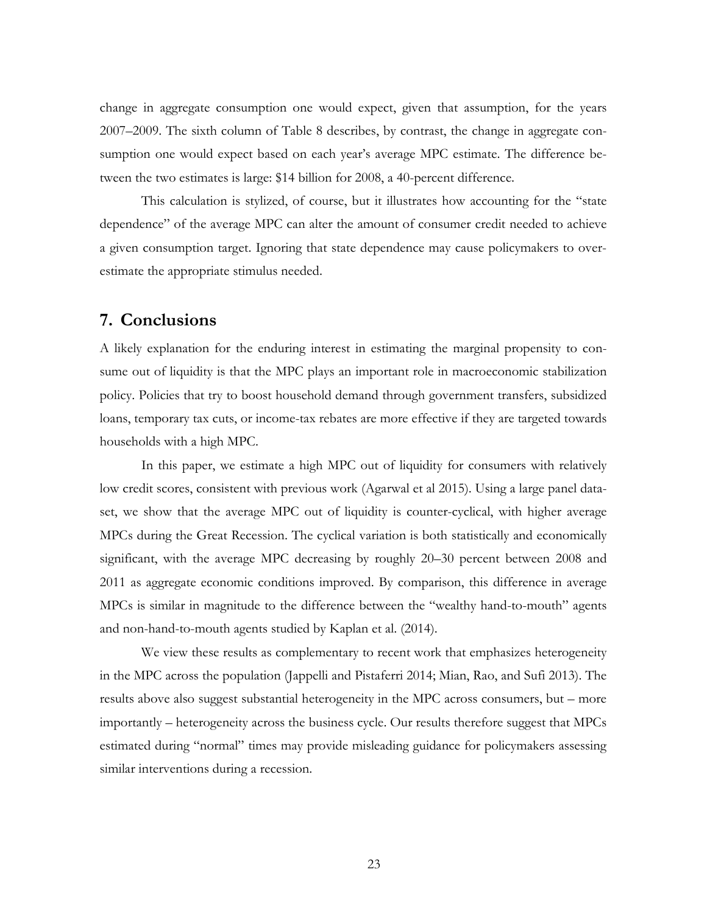change in aggregate consumption one would expect, given that assumption, for the years 2007–2009. The sixth column of Table 8 describes, by contrast, the change in aggregate consumption one would expect based on each year's average MPC estimate. The difference between the two estimates is large: $14 billion for 2008, a 40-percent difference.

This calculation is stylized, of course, but it illustrates how accounting for the "state dependence" of the average MPC can alter the amount of consumer credit needed to achieve a given consumption target. Ignoring that state dependence may cause policymakers to overestimate the appropriate stimulus needed.

## 7. Conclusions

A likely explanation for the enduring interest in estimating the marginal propensity to consume out of liquidity is that the MPC plays an important role in macroeconomic stabilization policy. Policies that try to boost household demand through government transfers, subsidized loans, temporary tax cuts, or income-tax rebates are more effective if they are targeted towards households with a high MPC.

In this paper, we estimate a high MPC out of liquidity for consumers with relatively low credit scores, consistent with previous work (Agarwal et al 2015). Using a large panel dataset, we show that the average MPC out of liquidity is counter-cyclical, with higher average MPCs during the Great Recession. The cyclical variation is both statistically and economically significant, with the average MPC decreasing by roughly 20–30 percent between 2008 and 2011 as aggregate economic conditions improved. By comparison, this difference in average MPCs is similar in magnitude to the difference between the "wealthy hand-to-mouth" agents and non-hand-to-mouth agents studied by Kaplan et al. (2014).

We view these results as complementary to recent work that emphasizes heterogeneity in the MPC across the population (Jappelli and Pistaferri 2014; Mian, Rao, and Sufi 2013). The results above also suggest substantial heterogeneity in the MPC across consumers, but – more importantly – heterogeneity across the business cycle. Our results therefore suggest that MPCs estimated during "normal" times may provide misleading guidance for policymakers assessing similar interventions during a recession.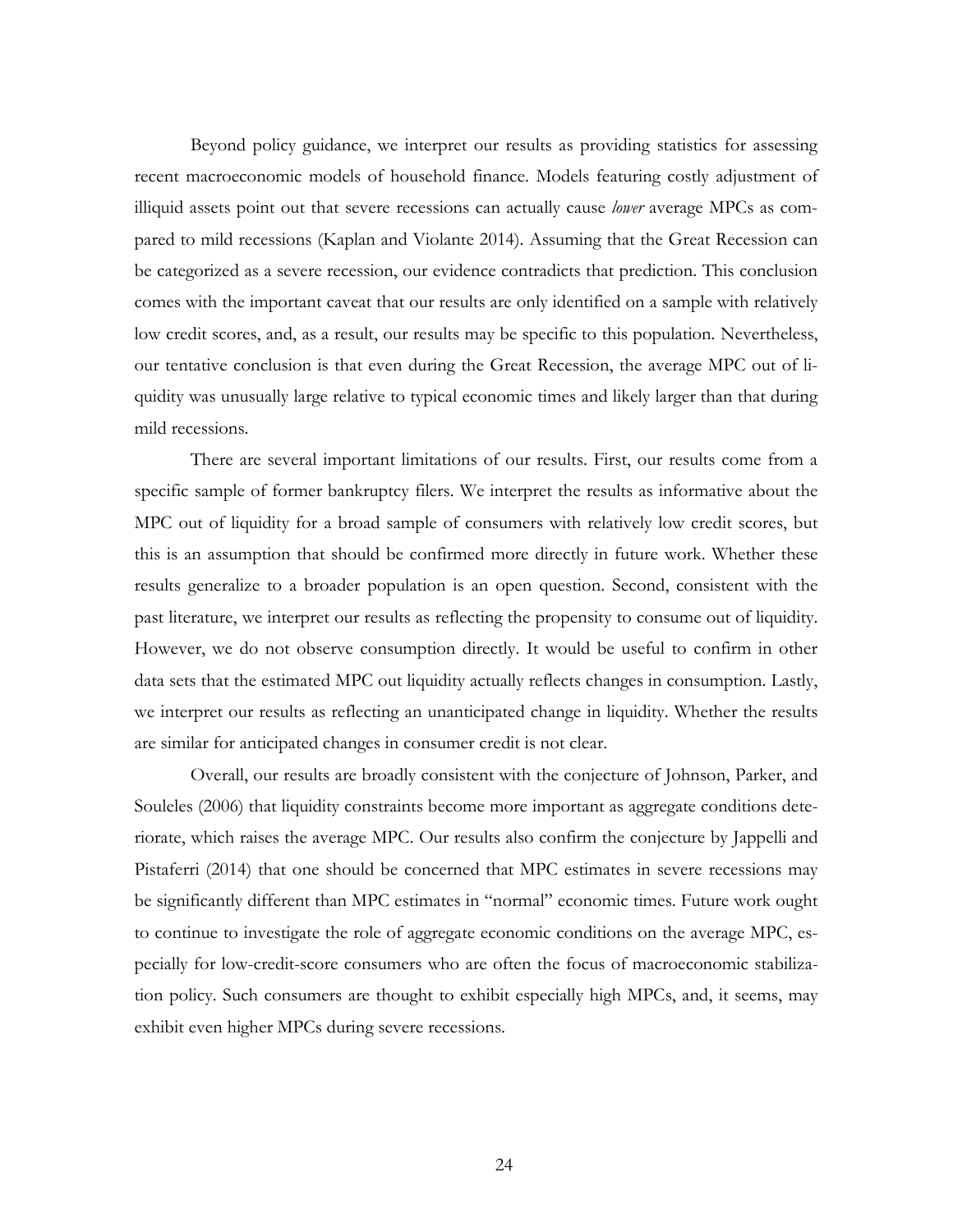Beyond policy guidance, we interpret our results as providing statistics for assessing recent macroeconomic models of household finance. Models featuring costly adjustment of illiquid assets point out that severe recessions can actually cause *lower* average MPCs as compared to mild recessions (Kaplan and Violante 2014). Assuming that the Great Recession can be categorized as a severe recession, our evidence contradicts that prediction. This conclusion comes with the important caveat that our results are only identified on a sample with relatively low credit scores, and, as a result, our results may be specific to this population. Nevertheless, our tentative conclusion is that even during the Great Recession, the average MPC out of liquidity was unusually large relative to typical economic times and likely larger than that during mild recessions.

There are several important limitations of our results. First, our results come from a specific sample of former bankruptcy filers. We interpret the results as informative about the MPC out of liquidity for a broad sample of consumers with relatively low credit scores, but this is an assumption that should be confirmed more directly in future work. Whether these results generalize to a broader population is an open question. Second, consistent with the past literature, we interpret our results as reflecting the propensity to consume out of liquidity. However, we do not observe consumption directly. It would be useful to confirm in other data sets that the estimated MPC out liquidity actually reflects changes in consumption. Lastly, we interpret our results as reflecting an unanticipated change in liquidity. Whether the results are similar for anticipated changes in consumer credit is not clear.

Overall, our results are broadly consistent with the conjecture of Johnson, Parker, and Souleles (2006) that liquidity constraints become more important as aggregate conditions deteriorate, which raises the average MPC. Our results also confirm the conjecture by Jappelli and Pistaferri (2014) that one should be concerned that MPC estimates in severe recessions may be significantly different than MPC estimates in "normal" economic times. Future work ought to continue to investigate the role of aggregate economic conditions on the average MPC, especially for low-credit-score consumers who are often the focus of macroeconomic stabilization policy. Such consumers are thought to exhibit especially high MPCs, and, it seems, may exhibit even higher MPCs during severe recessions.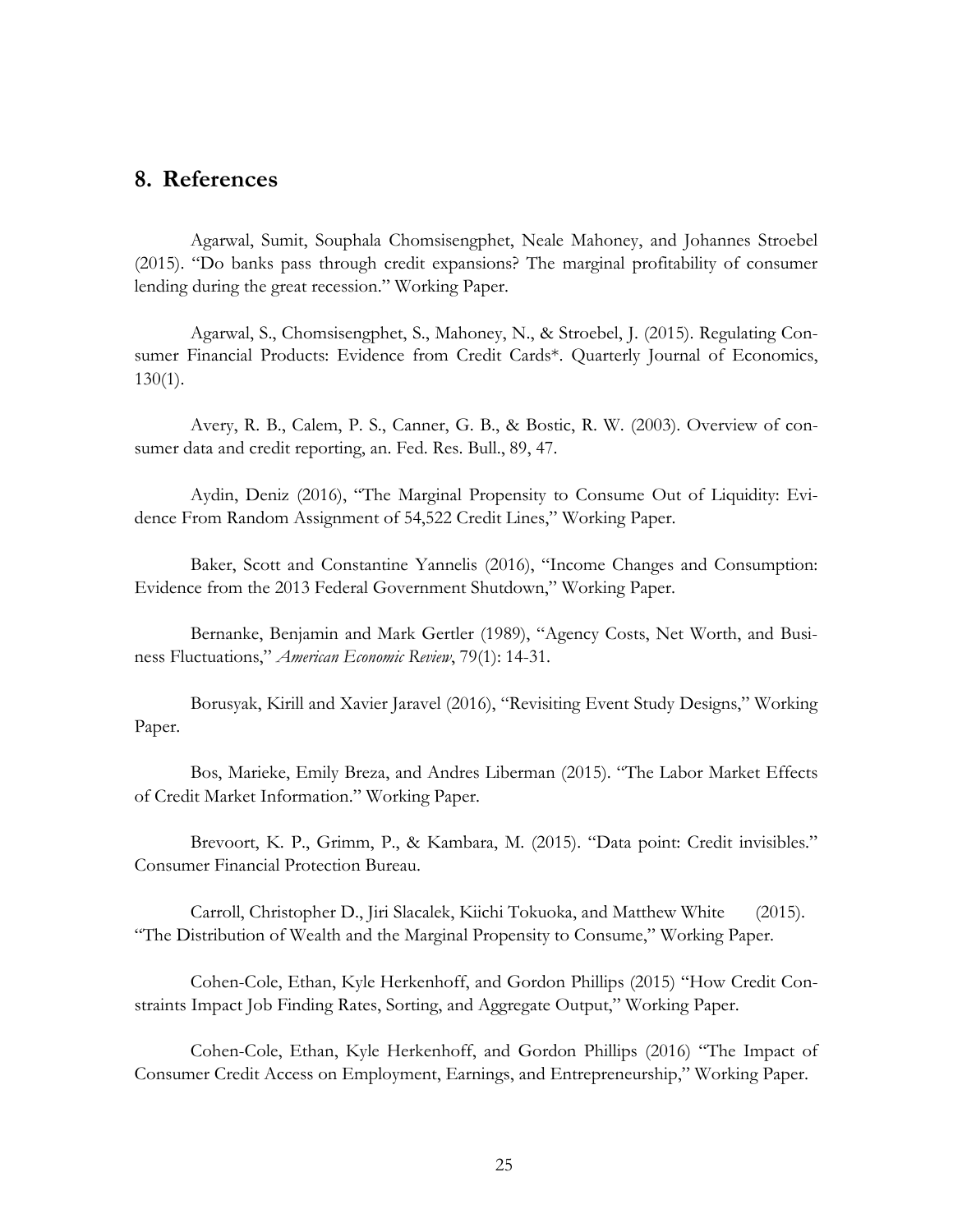## 8. References

Agarwal, Sumit, Souphala Chomsisengphet, Neale Mahoney, and Johannes Stroebel (2015). "Do banks pass through credit expansions? The marginal profitability of consumer lending during the great recession." Working Paper.

Agarwal, S., Chomsisengphet, S., Mahoney, N., & Stroebel, J. (2015). Regulating Consumer Financial Products: Evidence from Credit Cards*. Quarterly Journal of Economics, 130(1).

Avery, R. B., Calem, P. S., Canner, G. B., & Bostic, R. W. (2003). Overview of consumer data and credit reporting, an. Fed. Res. Bull., 89, 47.

Aydin, Deniz (2016), "The Marginal Propensity to Consume Out of Liquidity: Evidence From Random Assignment of 54,522 Credit Lines," Working Paper.

Baker, Scott and Constantine Yannelis (2016), "Income Changes and Consumption: Evidence from the 2013 Federal Government Shutdown," Working Paper.

Bernanke, Benjamin and Mark Gertler (1989), "Agency Costs, Net Worth, and Business Fluctuations," *American Economic Review*, 79(1): 14-31.

Borusyak, Kirill and Xavier Jaravel (2016), "Revisiting Event Study Designs," Working Paper.

Bos, Marieke, Emily Breza, and Andres Liberman (2015). "The Labor Market Effects of Credit Market Information." Working Paper.

Brevoort, K. P., Grimm, P., & Kambara, M. (2015). "Data point: Credit invisibles." Consumer Financial Protection Bureau.

Carroll, Christopher D., Jiri Slacalek, Kiichi Tokuoka, and Matthew White (2015). "The Distribution of Wealth and the Marginal Propensity to Consume," Working Paper.

Cohen-Cole, Ethan, Kyle Herkenhoff, and Gordon Phillips (2015) "How Credit Constraints Impact Job Finding Rates, Sorting, and Aggregate Output," Working Paper.

Cohen-Cole, Ethan, Kyle Herkenhoff, and Gordon Phillips (2016) "The Impact of Consumer Credit Access on Employment, Earnings, and Entrepreneurship," Working Paper.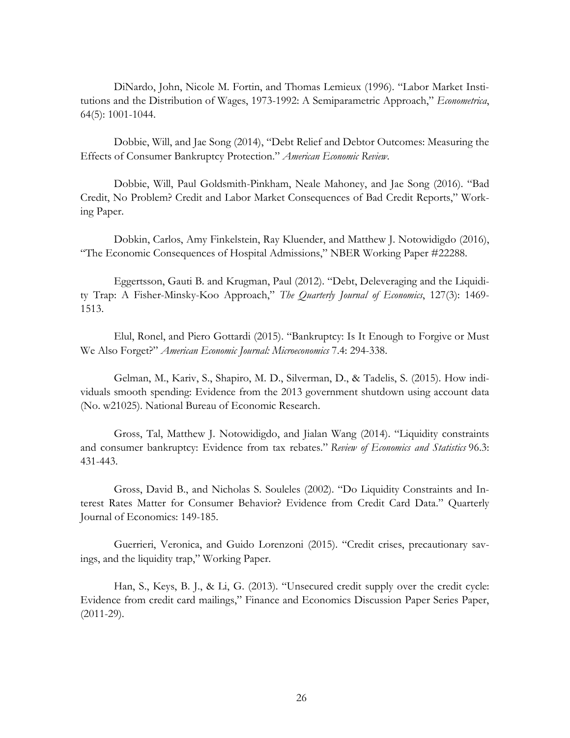DiNardo, John, Nicole M. Fortin, and Thomas Lemieux (1996). "Labor Market Institutions and the Distribution of Wages, 1973-1992: A Semiparametric Approach," *Econometrica*, 64(5): 1001-1044.

Dobbie, Will, and Jae Song (2014), "Debt Relief and Debtor Outcomes: Measuring the Effects of Consumer Bankruptcy Protection." *American Economic Review*.

Dobbie, Will, Paul Goldsmith-Pinkham, Neale Mahoney, and Jae Song (2016). "Bad Credit, No Problem? Credit and Labor Market Consequences of Bad Credit Reports," Working Paper.

Dobkin, Carlos, Amy Finkelstein, Ray Kluender, and Matthew J. Notowidigdo (2016), "The Economic Consequences of Hospital Admissions," NBER Working Paper #22288.

Eggertsson, Gauti B. and Krugman, Paul (2012). "Debt, Deleveraging and the Liquidity Trap: A Fisher-Minsky-Koo Approach," *The Quarterly Journal of Economics*, 127(3): 1469-1513.

Elul, Ronel, and Piero Gottardi (2015). "Bankruptcy: Is It Enough to Forgive or Must We Also Forget?" *American Economic Journal: Microeconomics* 7.4: 294-338.

Gelman, M., Kariv, S., Shapiro, M. D., Silverman, D., & Tadelis, S. (2015). How individuals smooth spending: Evidence from the 2013 government shutdown using account data (No. w21025). National Bureau of Economic Research.

Gross, Tal, Matthew J. Notowidigdo, and Jialan Wang (2014). "Liquidity constraints and consumer bankruptcy: Evidence from tax rebates." *Review of Economics and Statistics* 96.3: 431-443.

Gross, David B., and Nicholas S. Souleles (2002). "Do Liquidity Constraints and Interest Rates Matter for Consumer Behavior? Evidence from Credit Card Data." Quarterly Journal of Economics: 149-185.

Guerrieri, Veronica, and Guido Lorenzoni (2015). "Credit crises, precautionary savings, and the liquidity trap," Working Paper.

Han, S., Keys, B. J., & Li, G. (2013). "Unsecured credit supply over the credit cycle: Evidence from credit card mailings," Finance and Economics Discussion Paper Series Paper, (2011-29).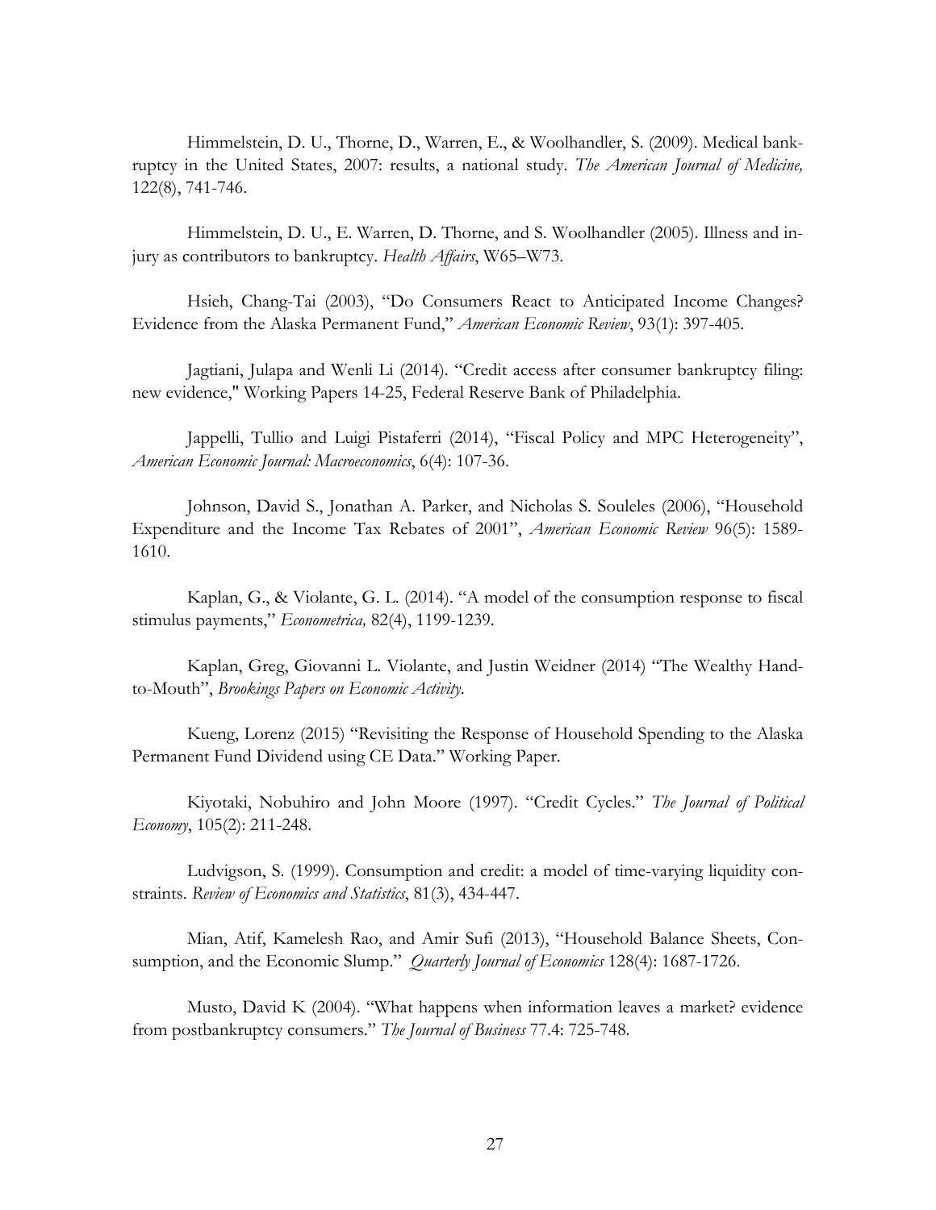Himmelstein, D. U., Thorne, D., Warren, E., & Woolhandler, S. (2009). Medical bankruptcy in the United States, 2007: results, a national study. *The American Journal of Medicine,* 122(8), 741-746.

Himmelstein, D. U., E. Warren, D. Thorne, and S. Woolhandler (2005). Illness and injury as contributors to bankruptcy. *Health Affairs*, W65–W73.

Hsieh, Chang-Tai (2003), "Do Consumers React to Anticipated Income Changes? Evidence from the Alaska Permanent Fund," *American Economic Review*, 93(1): 397-405.

Jagtiani, Julapa and Wenli Li (2014). "Credit access after consumer bankruptcy filing: new evidence," Working Papers 14-25, Federal Reserve Bank of Philadelphia.

Jappelli, Tullio and Luigi Pistaferri (2014), "Fiscal Policy and MPC Heterogeneity", *American Economic Journal: Macroeconomics*, 6(4): 107-36.

Johnson, David S., Jonathan A. Parker, and Nicholas S. Souleles (2006), "Household Expenditure and the Income Tax Rebates of 2001", *American Economic Review* 96(5): 1589-1610.

Kaplan, G., & Violante, G. L. (2014). "A model of the consumption response to fiscal stimulus payments," *Econometrica,* 82(4), 1199-1239.

Kaplan, Greg, Giovanni L. Violante, and Justin Weidner (2014) "The Wealthy Hand-to-Mouth", *Brookings Papers on Economic Activity*.

Kueng, Lorenz (2015) "Revisiting the Response of Household Spending to the Alaska Permanent Fund Dividend using CE Data." Working Paper.

Kiyotaki, Nobuhiro and John Moore (1997). "Credit Cycles." *The Journal of Political Economy*, 105(2): 211-248.

Ludvigson, S. (1999). Consumption and credit: a model of time-varying liquidity constraints. *Review of Economics and Statistics*, 81(3), 434-447.

Mian, Atif, Kamelesh Rao, and Amir Sufi (2013), "Household Balance Sheets, Consumption, and the Economic Slump." *Quarterly Journal of Economics* 128(4): 1687-1726.

Musto, David K (2004). "What happens when information leaves a market? evidence from postbankruptcy consumers." *The Journal of Business* 77.4: 725-748.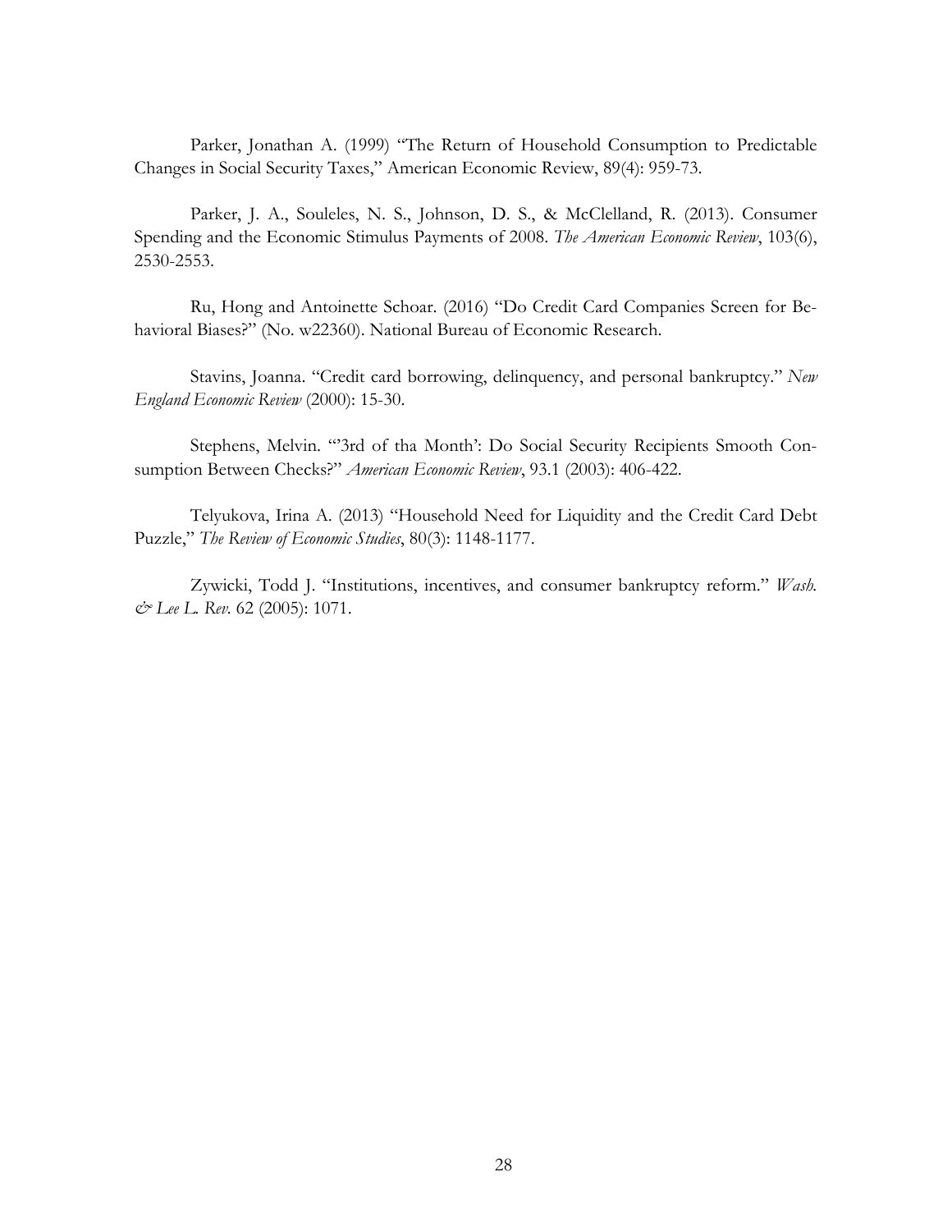Parker, Jonathan A. (1999) "The Return of Household Consumption to Predictable Changes in Social Security Taxes," American Economic Review, 89(4): 959-73.

Parker, J. A., Souleles, N. S., Johnson, D. S., & McClelland, R. (2013). Consumer Spending and the Economic Stimulus Payments of 2008. *The American Economic Review*, 103(6), 2530-2553.

Ru, Hong and Antoinette Schoar. (2016) "Do Credit Card Companies Screen for Behavioral Biases?" (No. w22360). National Bureau of Economic Research.

Stavins, Joanna. "Credit card borrowing, delinquency, and personal bankruptcy." *New England Economic Review* (2000): 15-30.

Stephens, Melvin. "'3rd of tha Month': Do Social Security Recipients Smooth Consumption Between Checks?" *American Economic Review*, 93.1 (2003): 406-422.

Telyukova, Irina A. (2013) "Household Need for Liquidity and the Credit Card Debt Puzzle," *The Review of Economic Studies*, 80(3): 1148-1177.

Zywicki, Todd J. "Institutions, incentives, and consumer bankruptcy reform." *Wash. & Lee L. Rev.* 62 (2005): 1071.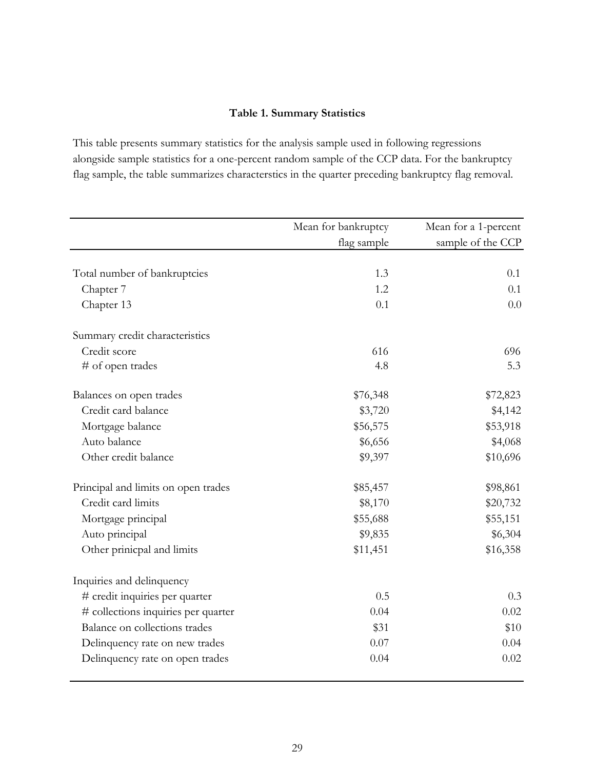**Table 1. Summary Statistics**

This table presents summary statistics for the analysis sample used in following regressions alongside sample statistics for a one-percent random sample of the CCP data. For the bankruptcy flag sample, the table summarizes charactersitics in the quarter preceding bankruptcy flag removal.

| | Mean for bankruptcy flag sample | Mean for a 1-percent sample of the CCP |
|---|---|---|
| Total number of bankruptcies | 1.3 | 0.1 |
| Chapter 7 | 1.2 | 0.1 |
| Chapter 13 | 0.1 | 0.0 |
| Summary credit characteristics | | |
| Credit score | 616 | 696 |
| # of open trades | 4.8 | 5.3 |
| Balances on open trades | $76,348 | $72,823 |
| Credit card balance | $3,720 | $4,142 |
| Mortgage balance | $56,575 | $53,918 |
| Auto balance | $6,656 | $4,068 |
| Other credit balance | $9,397 | $10,696 |
| Principal and limits on open trades | $85,457 | $98,861 |
| Credit card limits | $8,170 | $20,732 |
| Mortgage principal | $55,688 | $55,151 |
| Auto principal | $9,835 | $6,304 |
| Other prinicpal and limits | $11,451 | $16,358 |
| Inquiries and delinquency | | |
| # credit inquiries per quarter | 0.5 | 0.3 |
| # collections inquiries per quarter | 0.04 | 0.02 |
| Balance on collections trades | $31 | $10 |
| Delinquency rate on new trades | 0.07 | 0.04 |
| Delinquency rate on open trades | 0.04 | 0.02 |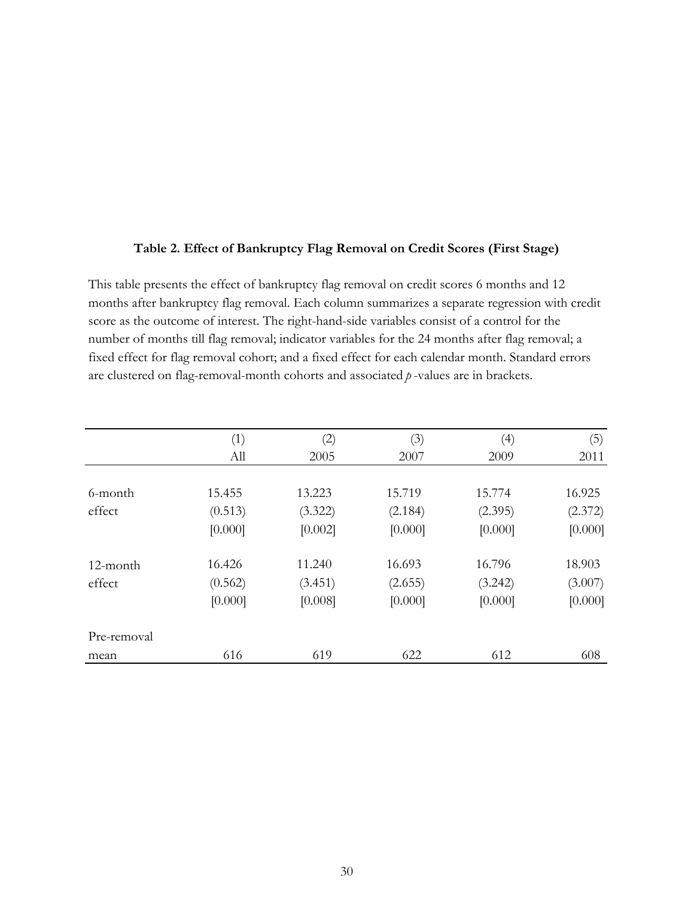**Table 2. Effect of Bankruptcy Flag Removal on Credit Scores (First Stage)**

This table presents the effect of bankruptcy flag removal on credit scores 6 months and 12 months after bankruptcy flag removal. Each column summarizes a separate regression with credit score as the outcome of interest. The right-hand-side variables consist of a control for the number of months till flag removal; indicator variables for the 24 months after flag removal; a fixed effect for flag removal cohort; and a fixed effect for each calendar month. Standard errors are clustered on flag-removal-month cohorts and associated *p* -values are in brackets.

| | (1) | (2) | (3) | (4) | (5) |
|---|---|---|---|---|---|
| | All | 2005 | 2007 | 2009 | 2011 |
| 6-month | 15.455 | 13.223 | 15.719 | 15.774 | 16.925 |
| effect | (0.513) | (3.322) | (2.184) | (2.395) | (2.372) |
| | [0.000] | [0.002] | [0.000] | [0.000] | [0.000] |
| 12-month | 16.426 | 11.240 | 16.693 | 16.796 | 18.903 |
| effect | (0.562) | (3.451) | (2.655) | (3.242) | (3.007) |
| | [0.000] | [0.008] | [0.000] | [0.000] | [0.000] |
| Pre-removal mean | 616 | 619 | 622 | 612 | 608 |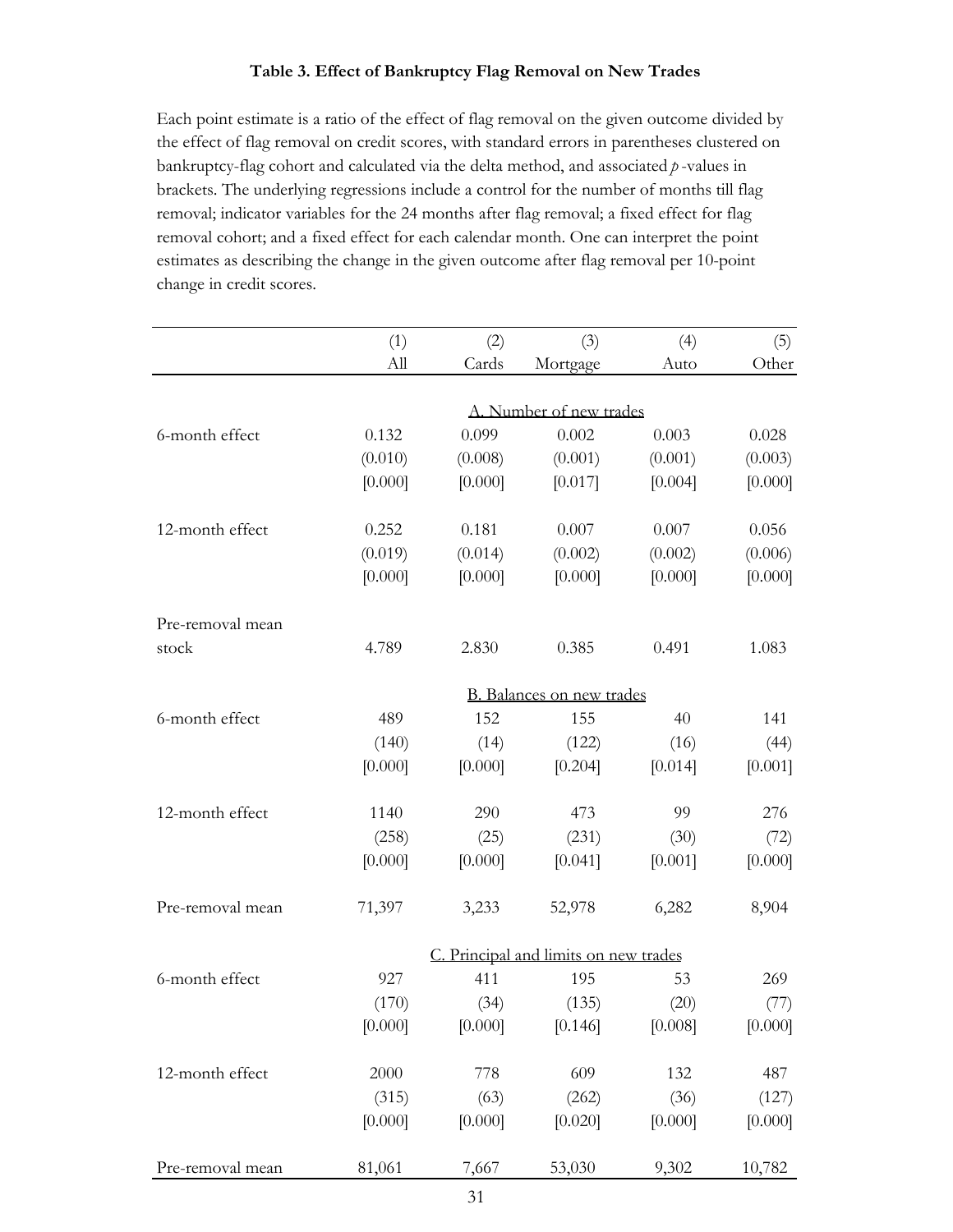**Table 3. Effect of Bankruptcy Flag Removal on New Trades**

Each point estimate is a ratio of the effect of flag removal on the given outcome divided by the effect of flag removal on credit scores, with standard errors in parentheses clustered on bankruptcy-flag cohort and calculated via the delta method, and associated *p*-values in brackets. The underlying regressions include a control for the number of months till flag removal; indicator variables for the 24 months after flag removal; a fixed effect for flag removal cohort; and a fixed effect for each calendar month. One can interpret the point estimates as describing the change in the given outcome after flag removal per 10-point change in credit scores.

| | (1) All | (2) Cards | (3) Mortgage | (4) Auto | (5) Other |
|---|---|---|---|---|---|
| | | | A. Number of new trades | | |
| 6-month effect | 0.132 | 0.099 | 0.002 | 0.003 | 0.028 |
| | (0.010) | (0.008) | (0.001) | (0.001) | (0.003) |
| | [0.000] | [0.000] | [0.017] | [0.004] | [0.000] |
| 12-month effect | 0.252 | 0.181 | 0.007 | 0.007 | 0.056 |
| | (0.019) | (0.014) | (0.002) | (0.002) | (0.006) |
| | [0.000] | [0.000] | [0.000] | [0.000] | [0.000] |
| Pre-removal mean stock | 4.789 | 2.830 | 0.385 | 0.491 | 1.083 |
| | | | B. Balances on new trades | | |
| 6-month effect | 489 | 152 | 155 | 40 | 141 |
| | (140) | (14) | (122) | (16) | (44) |
| | [0.000] | [0.000] | [0.204] | [0.014] | [0.001] |
| 12-month effect | 1140 | 290 | 473 | 99 | 276 |
| | (258) | (25) | (231) | (30) | (72) |
| | [0.000] | [0.000] | [0.041] | [0.001] | [0.000] |
| Pre-removal mean | 71,397 | 3,233 | 52,978 | 6,282 | 8,904 |
| | | | C. Principal and limits on new trades | | |
| 6-month effect | 927 | 411 | 195 | 53 | 269 |
| | (170) | (34) | (135) | (20) | (77) |
| | [0.000] | [0.000] | [0.146] | [0.008] | [0.000] |
| 12-month effect | 2000 | 778 | 609 | 132 | 487 |
| | (315) | (63) | (262) | (36) | (127) |
| | [0.000] | [0.000] | [0.020] | [0.000] | [0.000] |
| Pre-removal mean | 81,061 | 7,667 | 53,030 | 9,302 | 10,782 |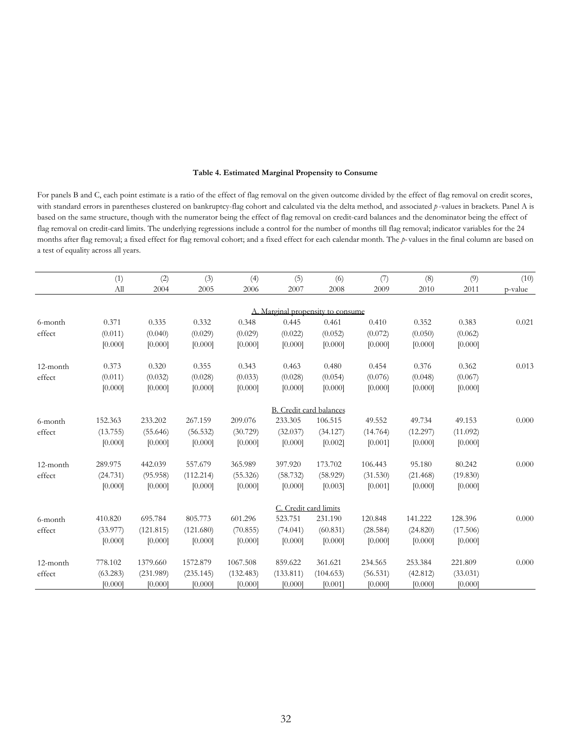**Table 4. Estimated Marginal Propensity to Consume**

For panels B and C, each point estimate is a ratio of the effect of flag removal on the given outcome divided by the effect of flag removal on credit scores, with standard errors in parentheses clustered on bankruptcy-flag cohort and calculated via the delta method, and associated *p*-values in brackets. Panel A is based on the same structure, though with the numerator being the effect of flag removal on credit-card balances and the denominator being the effect of flag removal on credit-card limits. The underlying regressions include a control for the number of months till flag removal; indicator variables for the 24 months after flag removal; a fixed effect for flag removal cohort; and a fixed effect for each calendar month. The *p*-values in the final column are based on a test of equality across all years.

| | (1) | (2) | (3) | (4) | (5) | (6) | (7) | (8) | (9) | (10) |
|---|---|---|---|---|---|---|---|---|---|---|
| | All | 2004 | 2005 | 2006 | 2007 | 2008 | 2009 | 2010 | 2011 | p-value |
| | | | | | A. Marginal propensity to consume | | | | | |
| 6-month | 0.371 | 0.335 | 0.332 | 0.348 | 0.445 | 0.461 | 0.410 | 0.352 | 0.383 | 0.021 |
| effect | (0.011) | (0.040) | (0.029) | (0.029) | (0.022) | (0.052) | (0.072) | (0.050) | (0.062) | |
| | [0.000] | [0.000] | [0.000] | [0.000] | [0.000] | [0.000] | [0.000] | [0.000] | [0.000] | |
| 12-month | 0.373 | 0.320 | 0.355 | 0.343 | 0.463 | 0.480 | 0.454 | 0.376 | 0.362 | 0.013 |
| effect | (0.011) | (0.032) | (0.028) | (0.033) | (0.028) | (0.054) | (0.076) | (0.048) | (0.067) | |
| | [0.000] | [0.000] | [0.000] | [0.000] | [0.000] | [0.000] | [0.000] | [0.000] | [0.000] | |
| | | | | | B. Credit card balances | | | | | |
| 6-month | 152.363 | 233.202 | 267.159 | 209.076 | 233.305 | 106.515 | 49.552 | 49.734 | 49.153 | 0.000 |
| effect | (13.755) | (55.646) | (56.532) | (30.729) | (32.037) | (34.127) | (14.764) | (12.297) | (11.092) | |
| | [0.000] | [0.000] | [0.000] | [0.000] | [0.000] | [0.002] | [0.001] | [0.000] | [0.000] | |
| 12-month | 289.975 | 442.039 | 557.679 | 365.989 | 397.920 | 173.702 | 106.443 | 95.180 | 80.242 | 0.000 |
| effect | (24.731) | (95.958) | (112.214) | (55.326) | (58.732) | (58.929) | (31.530) | (21.468) | (19.830) | |
| | [0.000] | [0.000] | [0.000] | [0.000] | [0.000] | [0.003] | [0.001] | [0.000] | [0.000] | |
| | | | | | C. Credit card limits | | | | | |
| 6-month | 410.820 | 695.784 | 805.773 | 601.296 | 523.751 | 231.190 | 120.848 | 141.222 | 128.396 | 0.000 |
| effect | (33.977) | (121.815) | (121.680) | (70.855) | (74.041) | (60.831) | (28.584) | (24.820) | (17.506) | |
| | [0.000] | [0.000] | [0.000] | [0.000] | [0.000] | [0.000] | [0.000] | [0.000] | [0.000] | |
| 12-month | 778.102 | 1379.660 | 1572.879 | 1067.508 | 859.622 | 361.621 | 234.565 | 253.384 | 221.809 | 0.000 |
| effect | (63.283) | (231.989) | (235.145) | (132.483) | (133.811) | (104.653) | (56.531) | (42.812) | (33.031) | |
| | [0.000] | [0.000] | [0.000] | [0.000] | [0.000] | [0.001] | [0.000] | [0.000] | [0.000] | |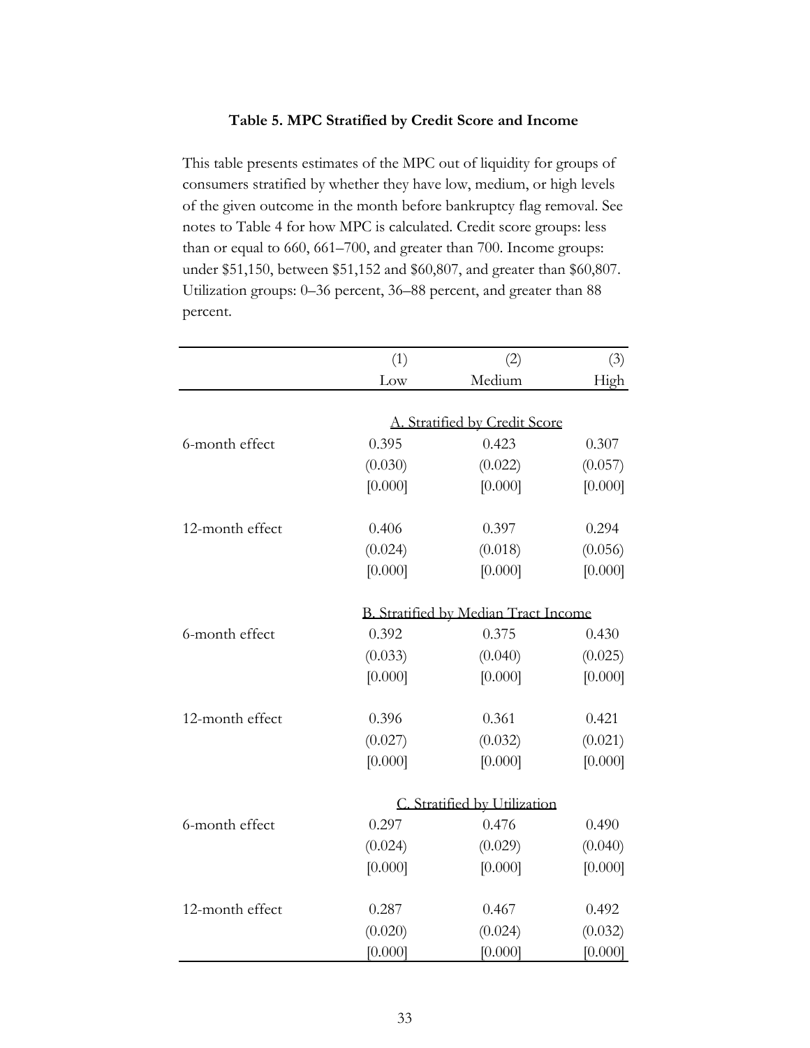**Table 5. MPC Stratified by Credit Score and Income**

This table presents estimates of the MPC out of liquidity for groups of consumers stratified by whether they have low, medium, or high levels of the given outcome in the month before bankruptcy flag removal. See notes to Table 4 for how MPC is calculated. Credit score groups: less than or equal to 660, 661–700, and greater than 700. Income groups: under $51,150, between $51,152 and $60,807, and greater than $60,807. Utilization groups: 0–36 percent, 36–88 percent, and greater than 88 percent.

| | (1) | (2) | (3) |
|---|---|---|---|
| | Low | Medium | High |
| | | A. Stratified by Credit Score | |
| 6-month effect | 0.395 | 0.423 | 0.307 |
| | (0.030) | (0.022) | (0.057) |
| | [0.000] | [0.000] | [0.000] |
| 12-month effect | 0.406 | 0.397 | 0.294 |
| | (0.024) | (0.018) | (0.056) |
| | [0.000] | [0.000] | [0.000] |
| | | B. Stratified by Median Tract Income | |
| 6-month effect | 0.392 | 0.375 | 0.430 |
| | (0.033) | (0.040) | (0.025) |
| | [0.000] | [0.000] | [0.000] |
| 12-month effect | 0.396 | 0.361 | 0.421 |
| | (0.027) | (0.032) | (0.021) |
| | [0.000] | [0.000] | [0.000] |
| | | C. Stratified by Utilization | |
| 6-month effect | 0.297 | 0.476 | 0.490 |
| | (0.024) | (0.029) | (0.040) |
| | [0.000] | [0.000] | [0.000] |
| 12-month effect | 0.287 | 0.467 | 0.492 |
| | (0.020) | (0.024) | (0.032) |
| | [0.000] | [0.000] | [0.000] |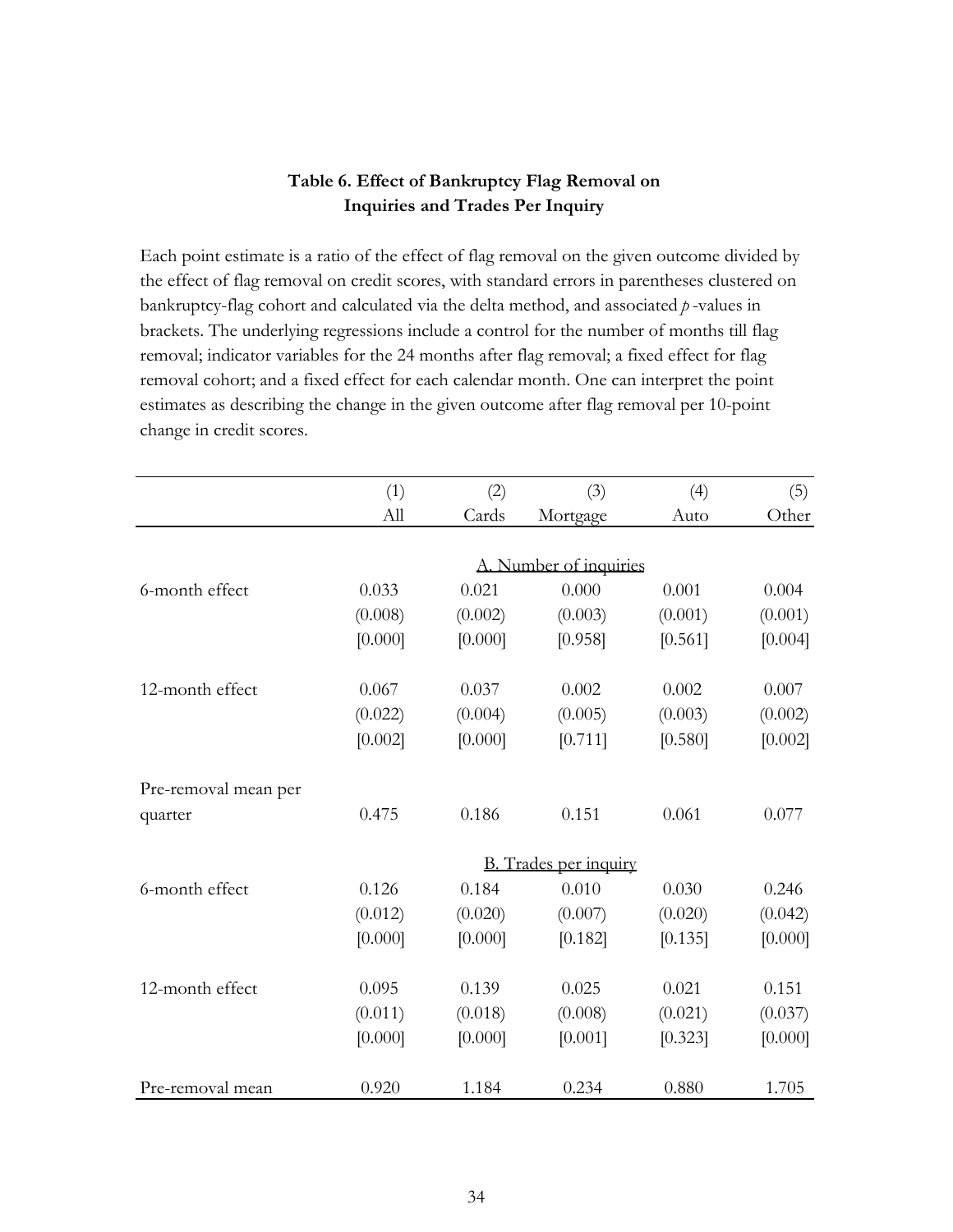### Table 6. Effect of Bankruptcy Flag Removal on Inquiries and Trades Per Inquiry

Each point estimate is a ratio of the effect of flag removal on the given outcome divided by the effect of flag removal on credit scores, with standard errors in parentheses clustered on bankruptcy-flag cohort and calculated via the delta method, and associated *p*-values in brackets. The underlying regressions include a control for the number of months till flag removal; indicator variables for the 24 months after flag removal; a fixed effect for flag removal cohort; and a fixed effect for each calendar month. One can interpret the point estimates as describing the change in the given outcome after flag removal per 10-point change in credit scores.

| | (1) | (2) | (3) | (4) | (5) |
|---|---|---|---|---|---|
| | All | Cards | Mortgage | Auto | Other |
| | | | A. Number of inquiries | | |
| 6-month effect | 0.033 | 0.021 | 0.000 | 0.001 | 0.004 |
| | (0.008) | (0.002) | (0.003) | (0.001) | (0.001) |
| | [0.000] | [0.000] | [0.958] | [0.561] | [0.004] |
| 12-month effect | 0.067 | 0.037 | 0.002 | 0.002 | 0.007 |
| | (0.022) | (0.004) | (0.005) | (0.003) | (0.002) |
| | [0.002] | [0.000] | [0.711] | [0.580] | [0.002] |
| Pre-removal mean per quarter | 0.475 | 0.186 | 0.151 | 0.061 | 0.077 |
| | | | B. Trades per inquiry | | |
| 6-month effect | 0.126 | 0.184 | 0.010 | 0.030 | 0.246 |
| | (0.012) | (0.020) | (0.007) | (0.020) | (0.042) |
| | [0.000] | [0.000] | [0.182] | [0.135] | [0.000] |
| 12-month effect | 0.095 | 0.139 | 0.025 | 0.021 | 0.151 |
| | (0.011) | (0.018) | (0.008) | (0.021) | (0.037) |
| | [0.000] | [0.000] | [0.001] | [0.323] | [0.000] |
| Pre-removal mean | 0.920 | 1.184 | 0.234 | 0.880 | 1.705 |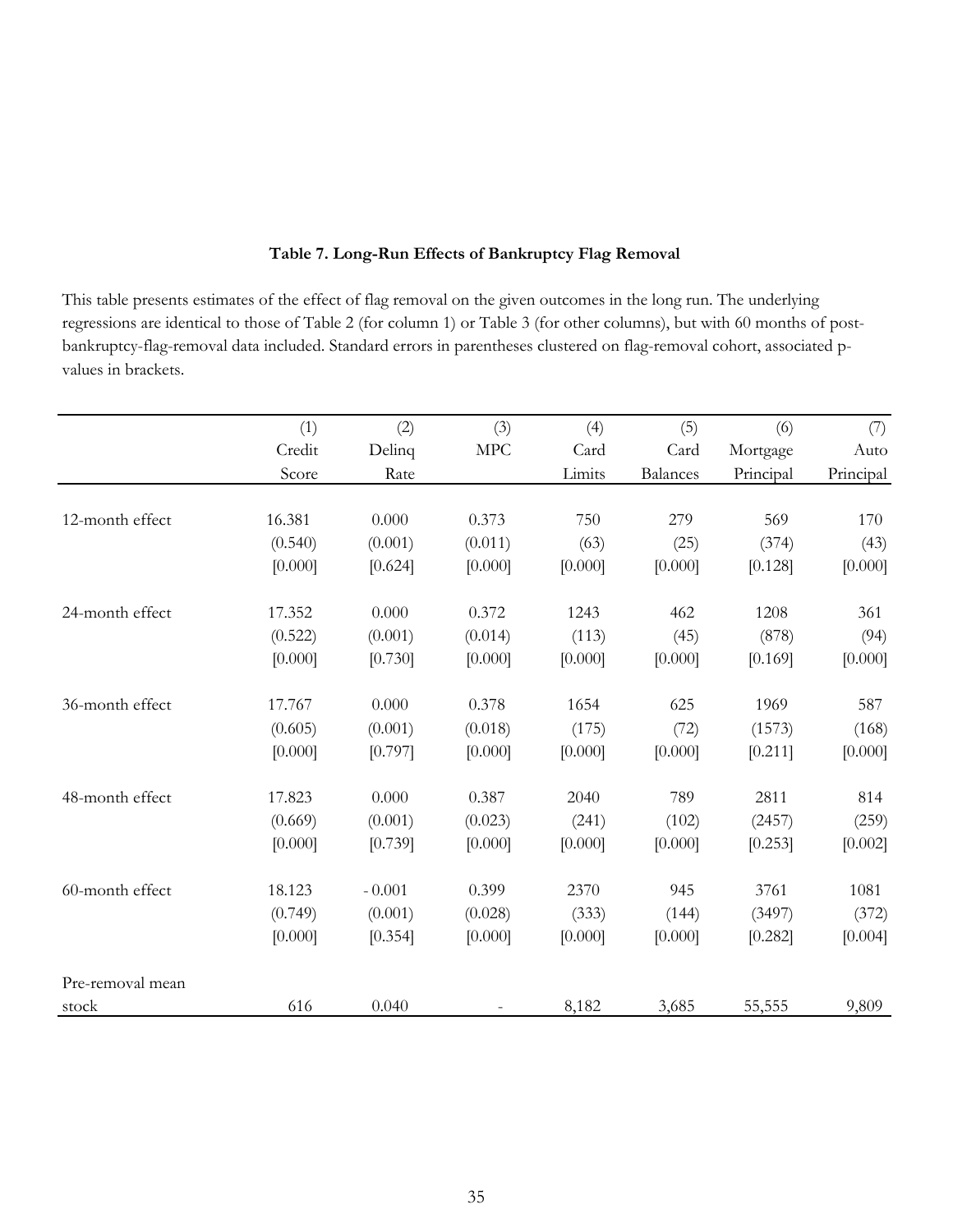**Table 7. Long-Run Effects of Bankruptcy Flag Removal**

This table presents estimates of the effect of flag removal on the given outcomes in the long run. The underlying regressions are identical to those of Table 2 (for column 1) or Table 3 (for other columns), but with 60 months of post-bankruptcy-flag-removal data included. Standard errors in parentheses clustered on flag-removal cohort, associated p-values in brackets.

| | (1) Credit Score | (2) Delinq Rate | (3) MPC | (4) Card Limits | (5) Card Balances | (6) Mortgage Principal | (7) Auto Principal |
|---|---|---|---|---|---|---|---|
| 12-month effect | 16.381 | 0.000 | 0.373 | 750 | 279 | 569 | 170 |
| | (0.540) | (0.001) | (0.011) | (63) | (25) | (374) | (43) |
| | [0.000] | [0.624] | [0.000] | [0.000] | [0.000] | [0.128] | [0.000] |
| 24-month effect | 17.352 | 0.000 | 0.372 | 1243 | 462 | 1208 | 361 |
| | (0.522) | (0.001) | (0.014) | (113) | (45) | (878) | (94) |
| | [0.000] | [0.730] | [0.000] | [0.000] | [0.000] | [0.169] | [0.000] |
| 36-month effect | 17.767 | 0.000 | 0.378 | 1654 | 625 | 1969 | 587 |
| | (0.605) | (0.001) | (0.018) | (175) | (72) | (1573) | (168) |
| | [0.000] | [0.797] | [0.000] | [0.000] | [0.000] | [0.211] | [0.000] |
| 48-month effect | 17.823 | 0.000 | 0.387 | 2040 | 789 | 2811 | 814 |
| | (0.669) | (0.001) | (0.023) | (241) | (102) | (2457) | (259) |
| | [0.000] | [0.739] | [0.000] | [0.000] | [0.000] | [0.253] | [0.002] |
| 60-month effect | 18.123 | - 0.001 | 0.399 | 2370 | 945 | 3761 | 1081 |
| | (0.749) | (0.001) | (0.028) | (333) | (144) | (3497) | (372) |
| | [0.000] | [0.354] | [0.000] | [0.000] | [0.000] | [0.282] | [0.004] |
| Pre-removal mean stock | 616 | 0.040 | - | 8,182 | 3,685 | 55,555 | 9,809 |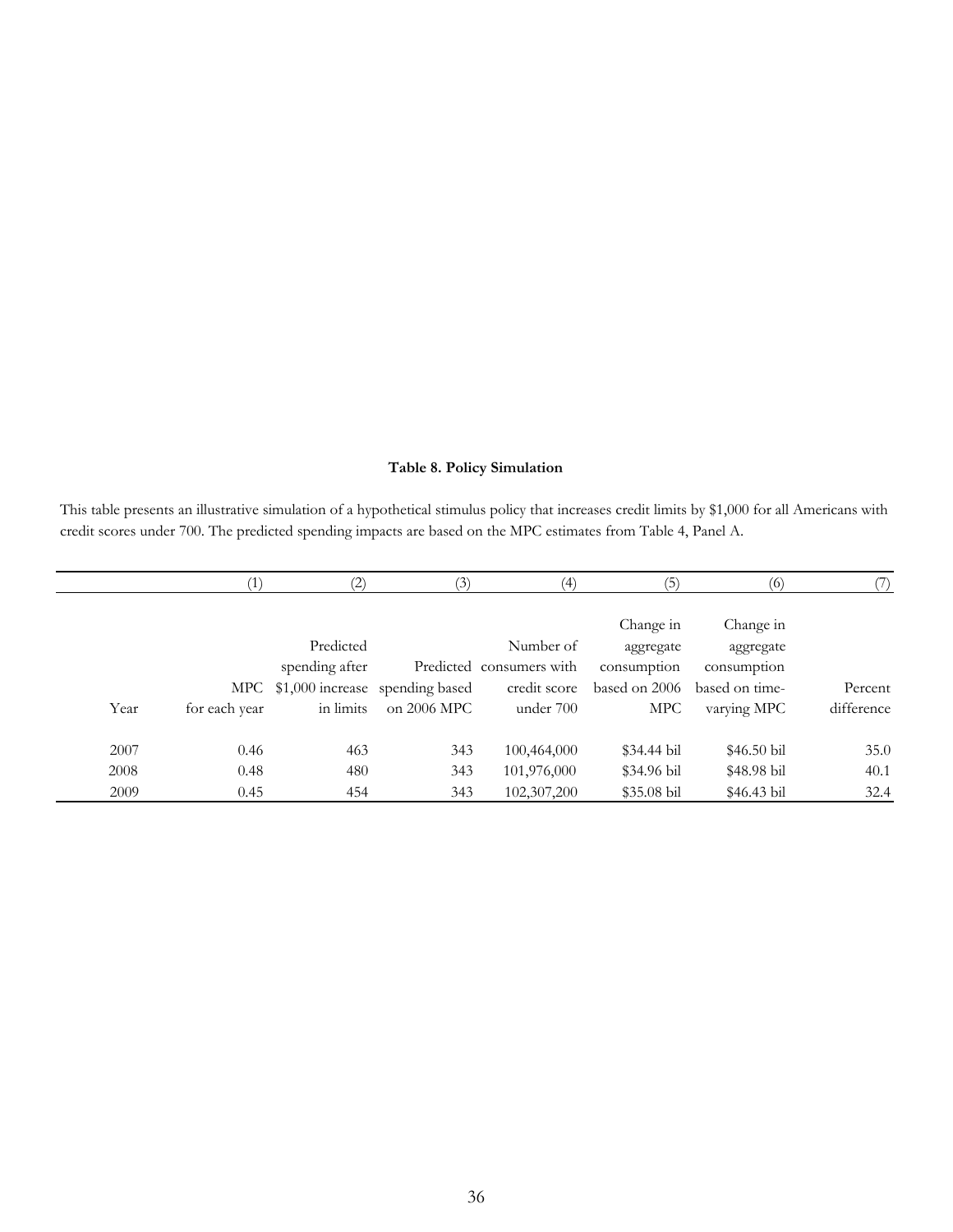**Table 8. Policy Simulation**

This table presents an illustrative simulation of a hypothetical stimulus policy that increases credit limits by $1,000 for all Americans with credit scores under 700. The predicted spending impacts are based on the MPC estimates from Table 4, Panel A.

| | (1) | (2) | (3) | (4) | (5) | (6) | (7) |
|---|---|---|---|---|---|---|---|
| Year | MPC for each year | Predicted spending after $1,000 increase in limits | Predicted spending based on 2006 MPC | Number of consumers with credit score under 700 | Change in aggregate consumption based on 2006 MPC | Change in aggregate consumption based on time-varying MPC | Percent difference |
| 2007 | 0.46 | 463 | 343 | 100,464,000 | $34.44 bil | $46.50 bil | 35.0 |
| 2008 | 0.48 | 480 | 343 | 101,976,000 | $34.96 bil | $48.98 bil | 40.1 |
| 2009 | 0.45 | 454 | 343 | 102,307,200 | $35.08 bil | $46.43 bil | 32.4 |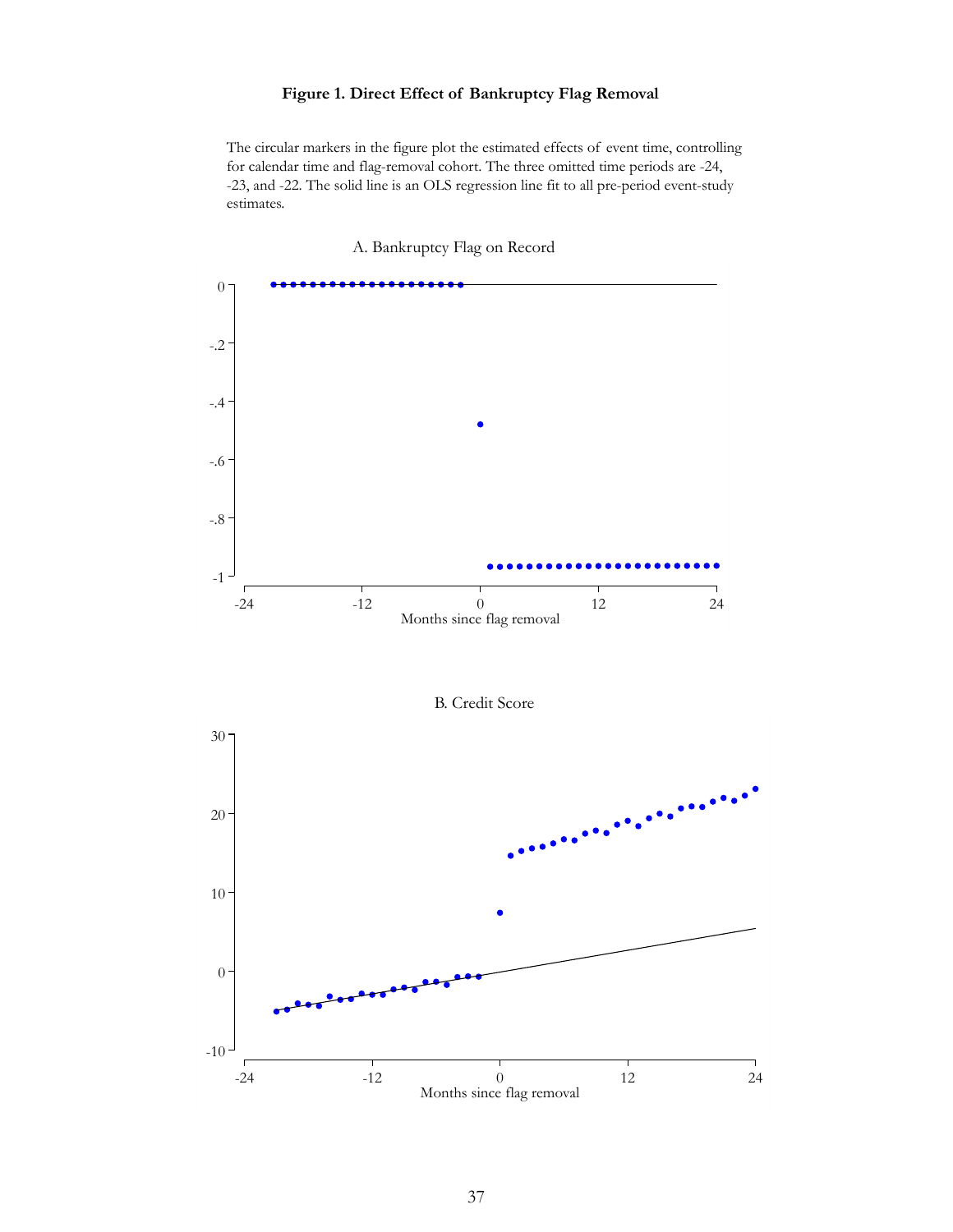**Figure 1. Direct Effect of Bankruptcy Flag Removal**

The circular markers in the figure plot the estimated effects of event time, controlling for calendar time and flag-removal cohort. The three omitted time periods are -24, -23, and -22. The solid line is an OLS regression line fit to all pre-period event-study estimates.

A. Bankruptcy Flag on Record

B. Credit Score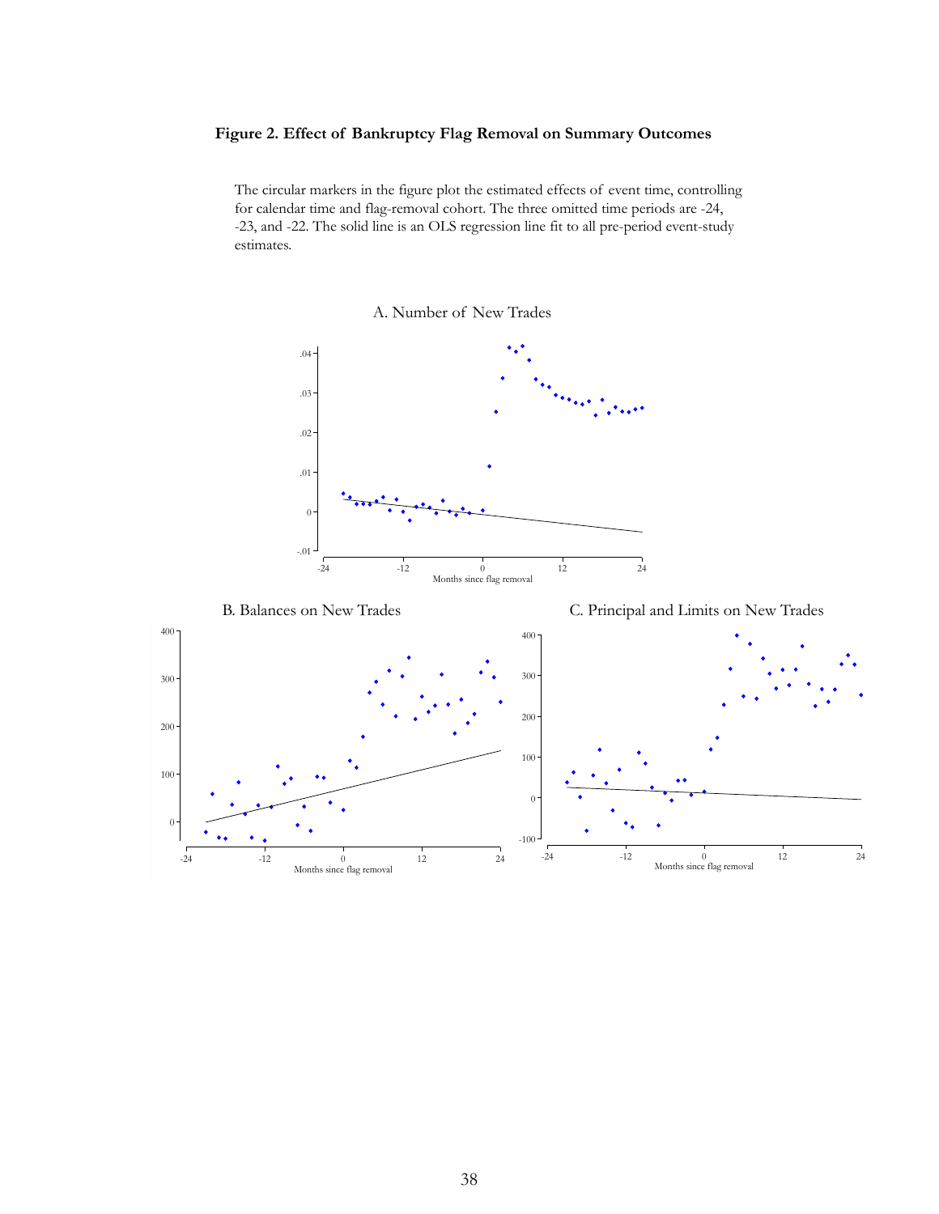**Figure 2. Effect of Bankruptcy Flag Removal on Summary Outcomes**

The circular markers in the figure plot the estimated effects of event time, controlling for calendar time and flag-removal cohort. The three omitted time periods are -24, -23, and -22. The solid line is an OLS regression line fit to all pre-period event-study estimates.

A. Number of New Trades

B. Balances on New Trades

C. Principal and Limits on New Trades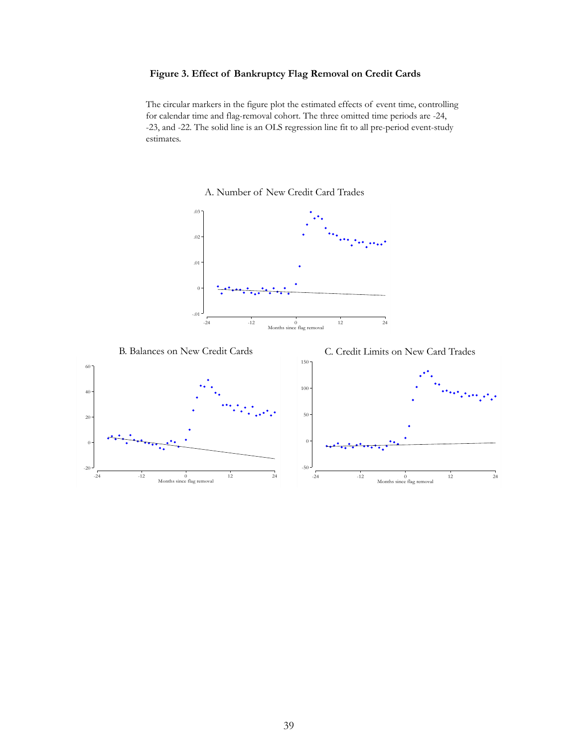**Figure 3. Effect of Bankruptcy Flag Removal on Credit Cards**

The circular markers in the figure plot the estimated effects of event time, controlling for calendar time and flag-removal cohort. The three omitted time periods are -24, -23, and -22. The solid line is an OLS regression line fit to all pre-period event-study estimates.

A. Number of New Credit Card Trades

B. Balances on New Credit Cards

C. Credit Limits on New Card Trades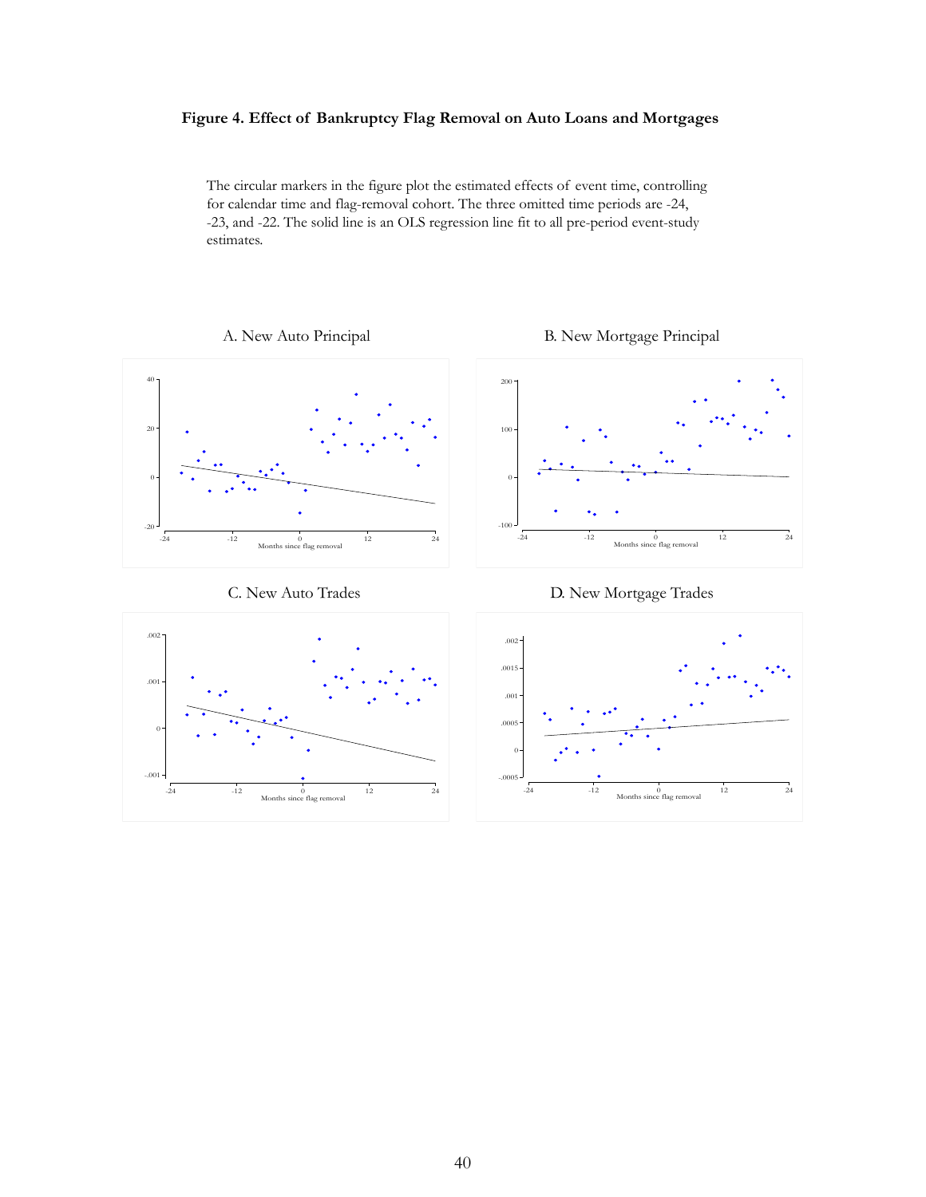**Figure 4. Effect of Bankruptcy Flag Removal on Auto Loans and Mortgages**

The circular markers in the figure plot the estimated effects of event time, controlling for calendar time and flag-removal cohort. The three omitted time periods are -24, -23, and -22. The solid line is an OLS regression line fit to all pre-period event-study estimates.

A. New Auto Principal

B. New Mortgage Principal

C. New Auto Trades

D. New Mortgage Trades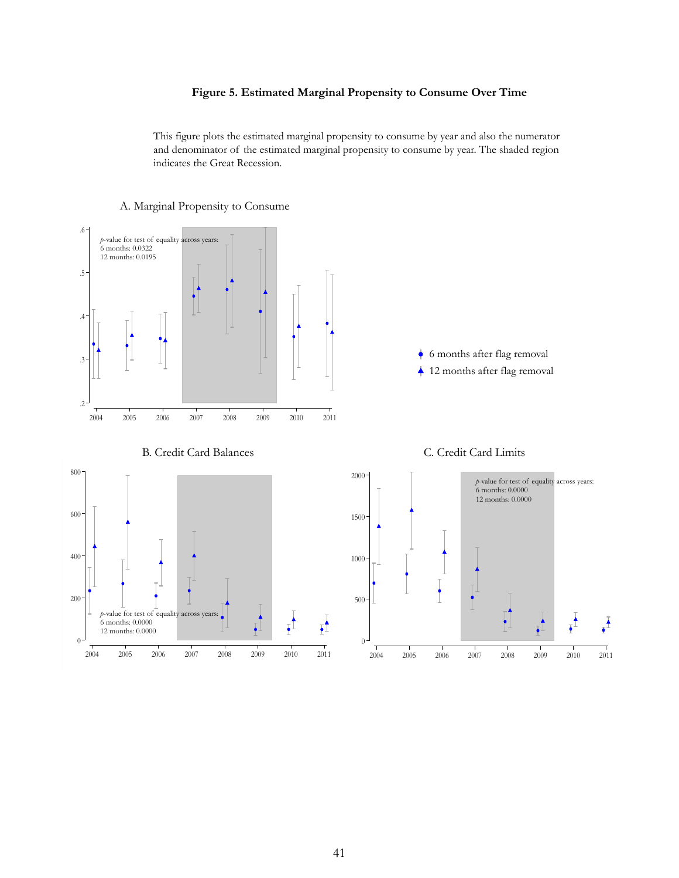**Figure 5. Estimated Marginal Propensity to Consume Over Time**

This figure plots the estimated marginal propensity to consume by year and also the numerator and denominator of the estimated marginal propensity to consume by year. The shaded region indicates the Great Recession.

A. Marginal Propensity to Consume

*p*-value for test of equality across years:
6 months: 0.0322
12 months: 0.0195

● 6 months after flag removal
▲ 12 months after flag removal

B. Credit Card Balances

*p*-value for test of equality across years:
6 months: 0.0000
12 months: 0.0000

C. Credit Card Limits

*p*-value for test of equality across years:
6 months: 0.0000
12 months: 0.0000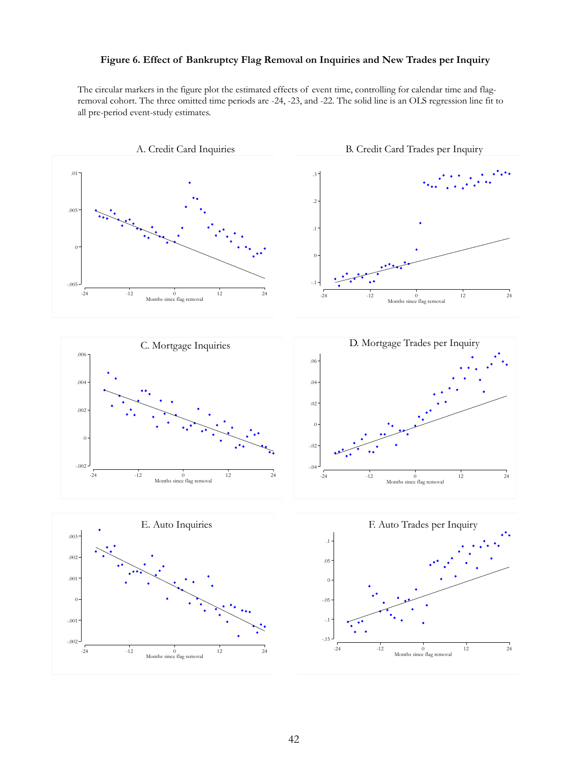**Figure 6. Effect of Bankruptcy Flag Removal on Inquiries and New Trades per Inquiry**

The circular markers in the figure plot the estimated effects of event time, controlling for calendar time and flag-removal cohort. The three omitted time periods are -24, -23, and -22. The solid line is an OLS regression line fit to all pre-period event-study estimates.

A. Credit Card Inquiries

B. Credit Card Trades per Inquiry

C. Mortgage Inquiries

D. Mortgage Trades per Inquiry

E. Auto Inquiries

F. Auto Trades per Inquiry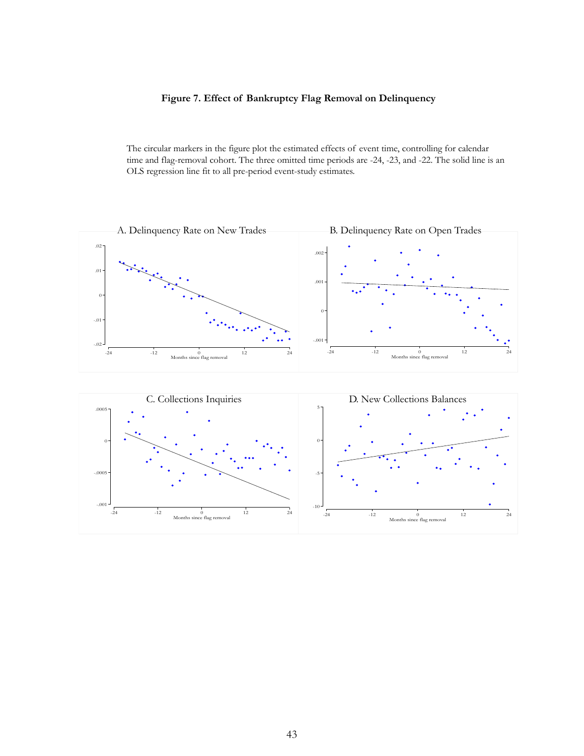**Figure 7. Effect of Bankruptcy Flag Removal on Delinquency**

The circular markers in the figure plot the estimated effects of event time, controlling for calendar time and flag-removal cohort. The three omitted time periods are -24, -23, and -22. The solid line is an OLS regression line fit to all pre-period event-study estimates.

A. Delinquency Rate on New Trades

B. Delinquency Rate on Open Trades

C. Collections Inquiries

D. New Collections Balances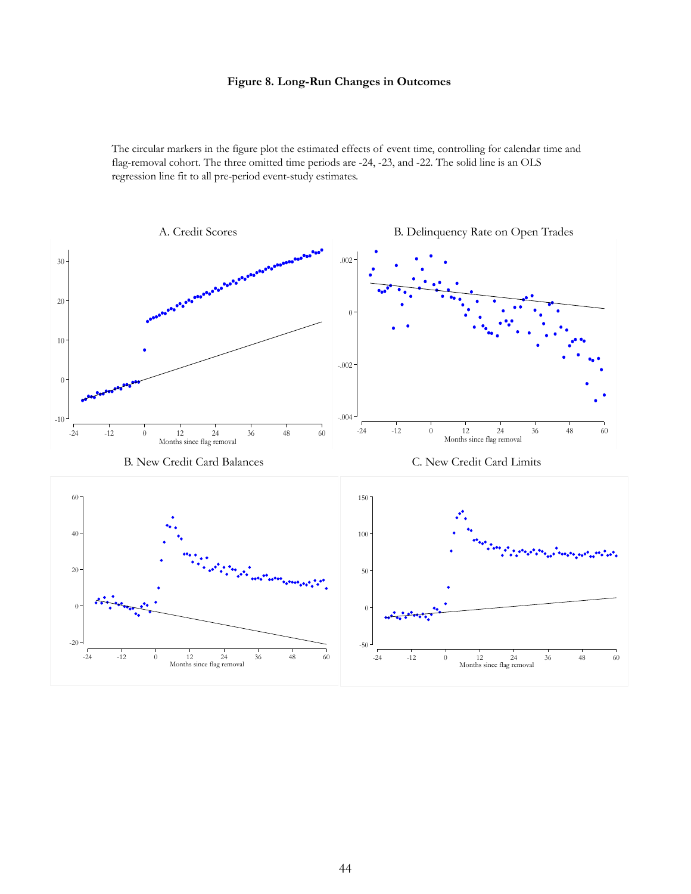**Figure 8. Long-Run Changes in Outcomes**

The circular markers in the figure plot the estimated effects of event time, controlling for calendar time and flag-removal cohort. The three omitted time periods are -24, -23, and -22. The solid line is an OLS regression line fit to all pre-period event-study estimates.

A. Credit Scores

B. Delinquency Rate on Open Trades

B. New Credit Card Balances

C. New Credit Card Limits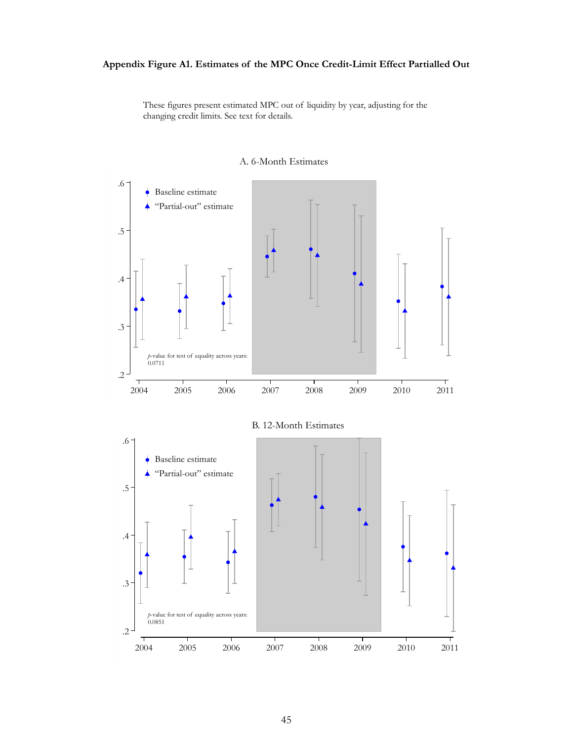**Appendix Figure A1. Estimates of the MPC Once Credit-Limit Effect Partialled Out**

These figures present estimated MPC out of liquidity by year, adjusting for the changing credit limits. See text for details.

A. 6-Month Estimates

- Baseline estimate
- "Partial-out" estimate

*p*-value for test of equality across years: 0.0711

B. 12-Month Estimates

- Baseline estimate
- "Partial-out" estimate

*p*-value for test of equality across years: 0.0851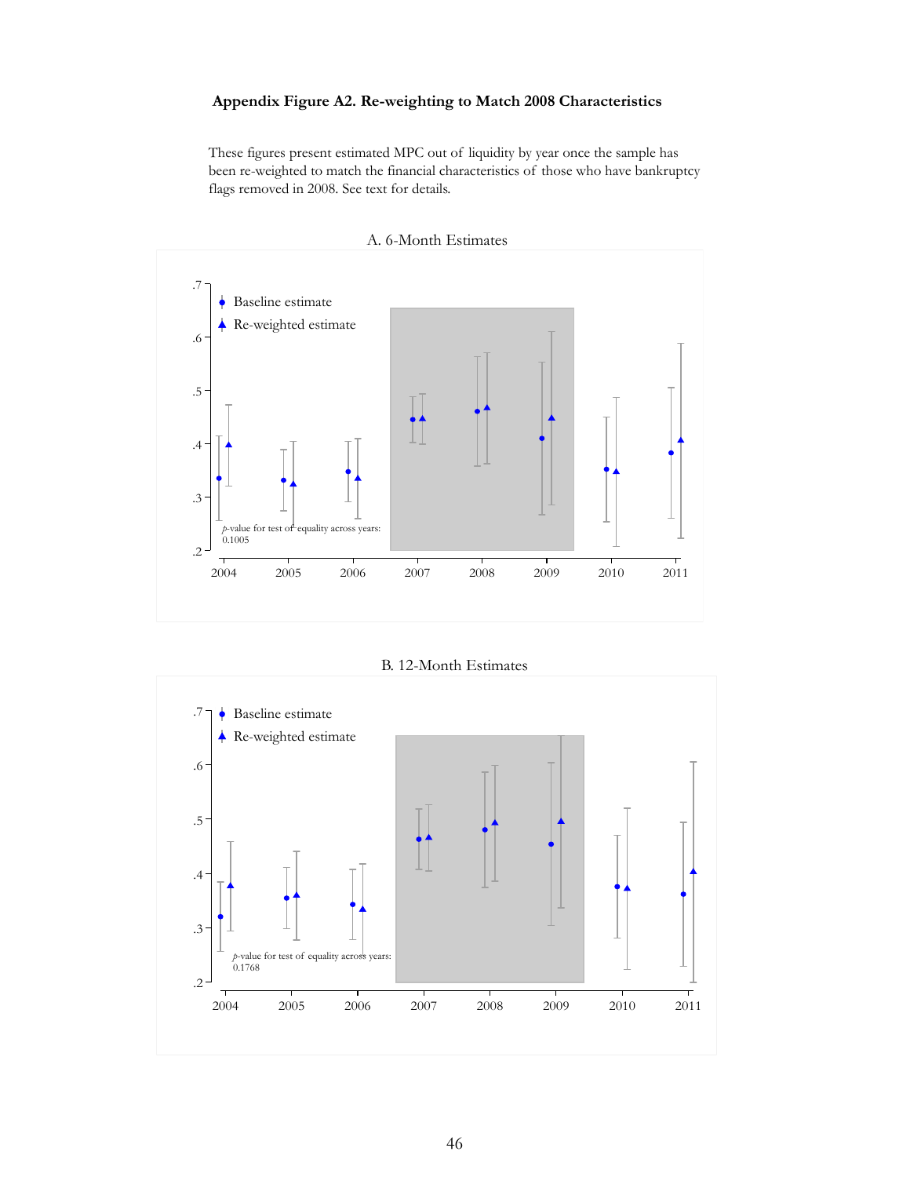**Appendix Figure A2. Re-weighting to Match 2008 Characteristics**

These figures present estimated MPC out of liquidity by year once the sample has been re-weighted to match the financial characteristics of those who have bankruptcy flags removed in 2008. See text for details.

A. 6-Month Estimates

Baseline estimate
Re-weighted estimate

*p*-value for test of equality across years: 0.1005

B. 12-Month Estimates

Baseline estimate
Re-weighted estimate

*p*-value for test of equality across years: 0.1768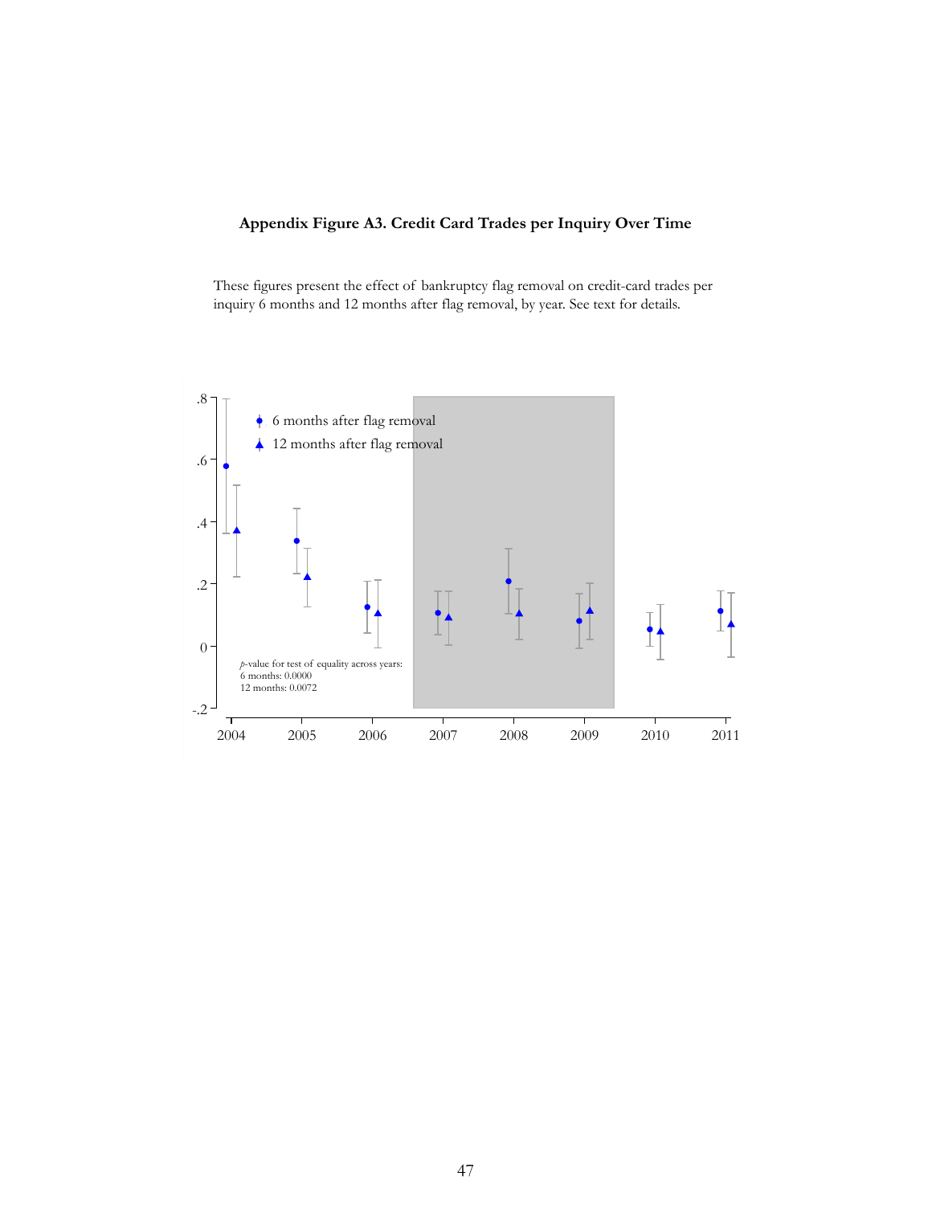**Appendix Figure A3. Credit Card Trades per Inquiry Over Time**

These figures present the effect of bankruptcy flag removal on credit-card trades per inquiry 6 months and 12 months after flag removal, by year. See text for details.

6 months after flag removal

12 months after flag removal

.8

.6

.4

.2

0

-.2

*p*-value for test of equality across years:
6 months: 0.0000
12 months: 0.0072

2004 2005 2006 2007 2008 2009 2010 2011